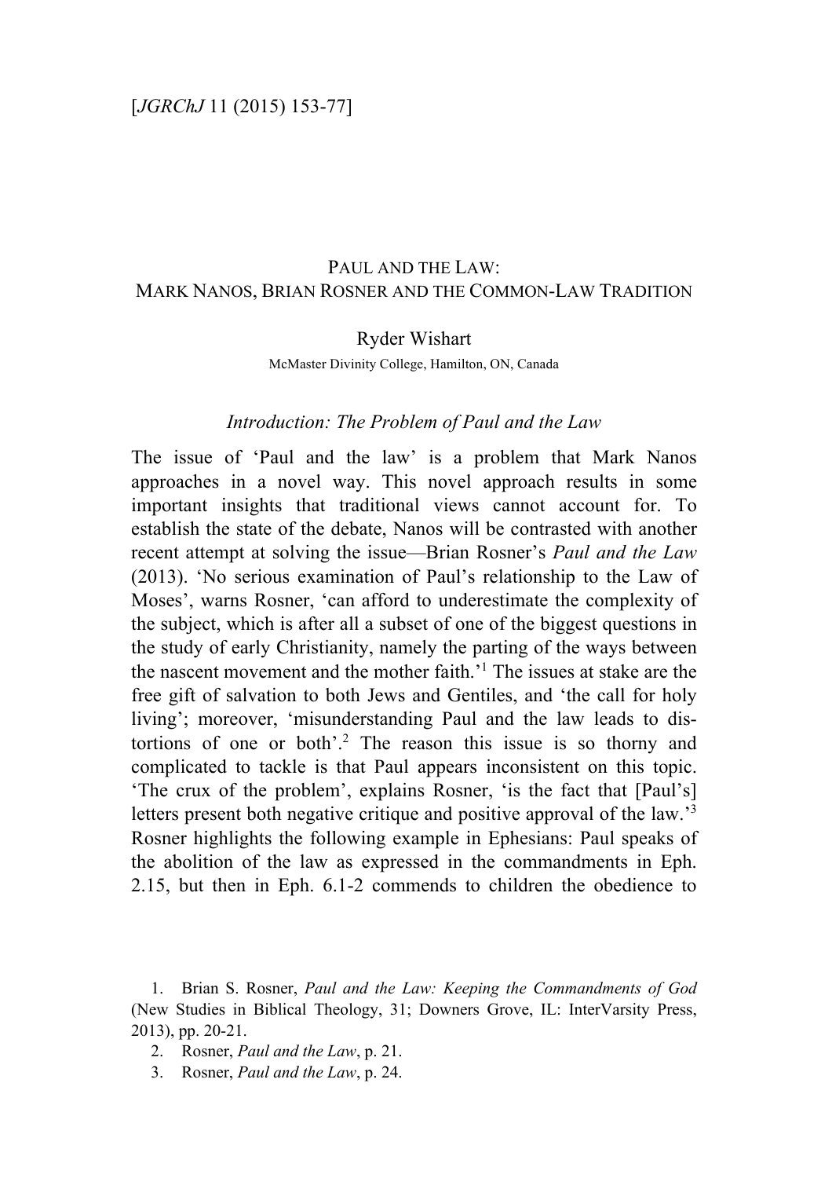# PAUL AND THE LAW: MARK NANOS, BRIAN ROSNER AND THE COMMON-LAW TRADITION

Ryder Wishart

McMaster Divinity College, Hamilton, ON, Canada

## *Introduction: The Problem of Paul and the Law*

The issue of 'Paul and the law' is a problem that Mark Nanos approaches in a novel way. This novel approach results in some important insights that traditional views cannot account for. To establish the state of the debate, Nanos will be contrasted with another recent attempt at solving the issue—Brian Rosner's *Paul and the Law* (2013). 'No serious examination of Paul's relationship to the Law of Moses', warns Rosner, 'can afford to underestimate the complexity of the subject, which is after all a subset of one of the biggest questions in the study of early Christianity, namely the parting of the ways between the nascent movement and the mother faith.'[1] The issues at stake are the free gift of salvation to both Jews and Gentiles, and 'the call for holy living'; moreover, 'misunderstanding Paul and the law leads to distortions of one or both'.[2] The reason this issue is so thorny and complicated to tackle is that Paul appears inconsistent on this topic. 'The crux of the problem', explains Rosner, 'is the fact that [Paul's] letters present both negative critique and positive approval of the law.'[3] Rosner highlights the following example in Ephesians: Paul speaks of the abolition of the law as expressed in the commandments in Eph. 2.15, but then in Eph. 6.1-2 commends to children the obedience to

1. Brian S. Rosner, *Paul and the Law: Keeping the Commandments of God* (New Studies in Biblical Theology, 31; Downers Grove, IL: InterVarsity Press, 2013), pp. 20-21.

2. Rosner, *Paul and the Law*, p. 21.

3. Rosner, *Paul and the Law*, p. 24.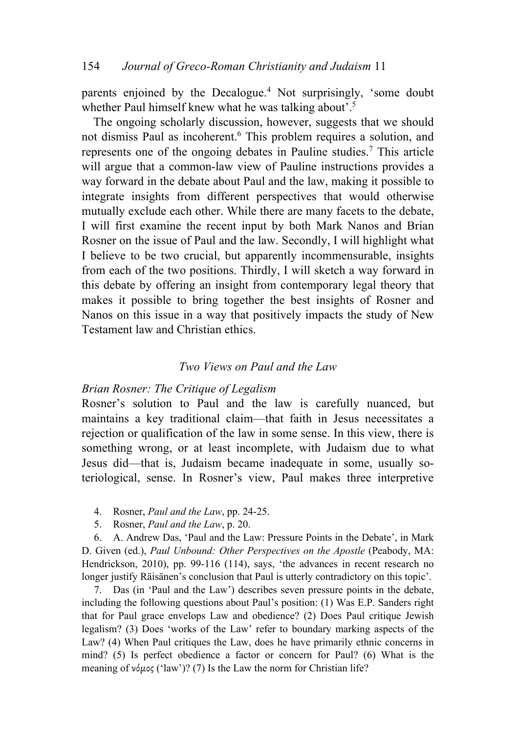parents enjoined by the Decalogue.[4] Not surprisingly, 'some doubt whether Paul himself knew what he was talking about'.[5]

The ongoing scholarly discussion, however, suggests that we should not dismiss Paul as incoherent.[6] This problem requires a solution, and represents one of the ongoing debates in Pauline studies.[7] This article will argue that a common-law view of Pauline instructions provides a way forward in the debate about Paul and the law, making it possible to integrate insights from different perspectives that would otherwise mutually exclude each other. While there are many facets to the debate, I will first examine the recent input by both Mark Nanos and Brian Rosner on the issue of Paul and the law. Secondly, I will highlight what I believe to be two crucial, but apparently incommensurable, insights from each of the two positions. Thirdly, I will sketch a way forward in this debate by offering an insight from contemporary legal theory that makes it possible to bring together the best insights of Rosner and Nanos on this issue in a way that positively impacts the study of New Testament law and Christian ethics.

## *Two Views on Paul and the Law*

### *Brian Rosner: The Critique of Legalism*

Rosner's solution to Paul and the law is carefully nuanced, but maintains a key traditional claim—that faith in Jesus necessitates a rejection or qualification of the law in some sense. In this view, there is something wrong, or at least incomplete, with Judaism due to what Jesus did—that is, Judaism became inadequate in some, usually soteriological, sense. In Rosner's view, Paul makes three interpretive

4. Rosner, *Paul and the Law*, pp. 24-25.

5. Rosner, *Paul and the Law*, p. 20.

6. A. Andrew Das, 'Paul and the Law: Pressure Points in the Debate', in Mark D. Given (ed.), *Paul Unbound: Other Perspectives on the Apostle* (Peabody, MA: Hendrickson, 2010), pp. 99-116 (114), says, 'the advances in recent research no longer justify Räisänen's conclusion that Paul is utterly contradictory on this topic'.

7. Das (in 'Paul and the Law') describes seven pressure points in the debate, including the following questions about Paul's position: (1) Was E.P. Sanders right that for Paul grace envelops Law and obedience? (2) Does Paul critique Jewish legalism? (3) Does 'works of the Law' refer to boundary marking aspects of the Law? (4) When Paul critiques the Law, does he have primarily ethnic concerns in mind? (5) Is perfect obedience a factor or concern for Paul? (6) What is the meaning of νόμος ('law')? (7) Is the Law the norm for Christian life?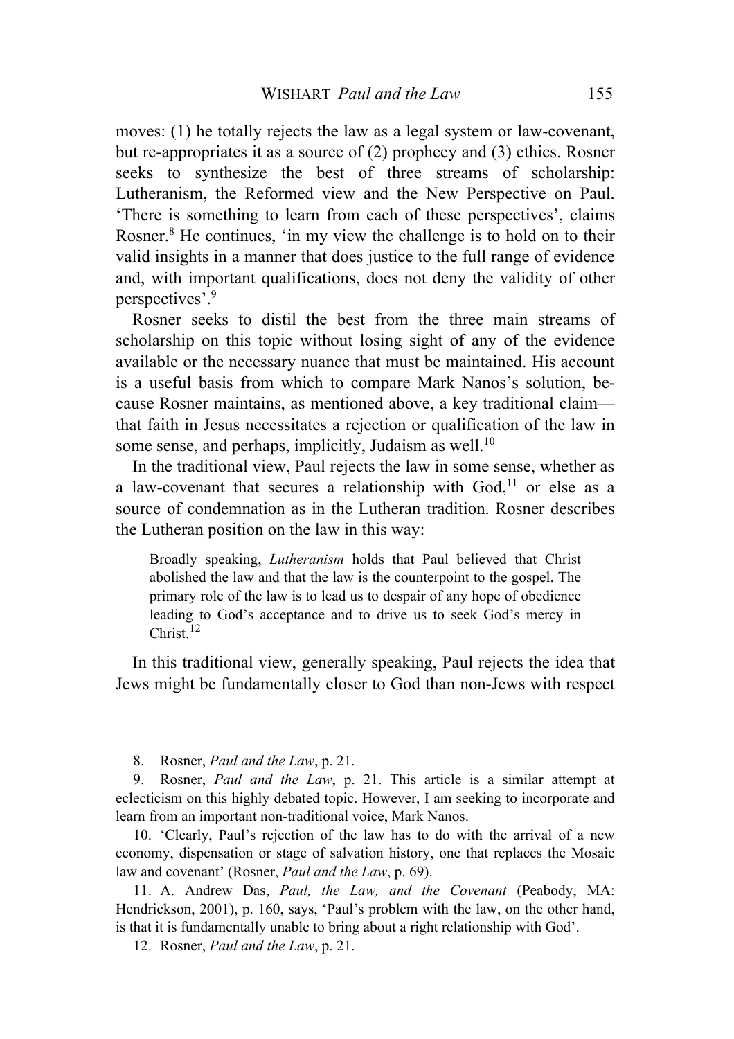moves: (1) he totally rejects the law as a legal system or law-covenant, but re-appropriates it as a source of (2) prophecy and (3) ethics. Rosner seeks to synthesize the best of three streams of scholarship: Lutheranism, the Reformed view and the New Perspective on Paul. 'There is something to learn from each of these perspectives', claims Rosner.[8] He continues, 'in my view the challenge is to hold on to their valid insights in a manner that does justice to the full range of evidence and, with important qualifications, does not deny the validity of other perspectives'.[9]

Rosner seeks to distil the best from the three main streams of scholarship on this topic without losing sight of any of the evidence available or the necessary nuance that must be maintained. His account is a useful basis from which to compare Mark Nanos's solution, because Rosner maintains, as mentioned above, a key traditional claim—that faith in Jesus necessitates a rejection or qualification of the law in some sense, and perhaps, implicitly, Judaism as well.[10]

In the traditional view, Paul rejects the law in some sense, whether as a law-covenant that secures a relationship with God,[11] or else as a source of condemnation as in the Lutheran tradition. Rosner describes the Lutheran position on the law in this way:

> Broadly speaking, *Lutheranism* holds that Paul believed that Christ abolished the law and that the law is the counterpoint to the gospel. The primary role of the law is to lead us to despair of any hope of obedience leading to God's acceptance and to drive us to seek God's mercy in Christ.[12]

In this traditional view, generally speaking, Paul rejects the idea that Jews might be fundamentally closer to God than non-Jews with respect

8. Rosner, *Paul and the Law*, p. 21.

9. Rosner, *Paul and the Law*, p. 21. This article is a similar attempt at eclecticism on this highly debated topic. However, I am seeking to incorporate and learn from an important non-traditional voice, Mark Nanos.

10. 'Clearly, Paul's rejection of the law has to do with the arrival of a new economy, dispensation or stage of salvation history, one that replaces the Mosaic law and covenant' (Rosner, *Paul and the Law*, p. 69).

11. A. Andrew Das, *Paul, the Law, and the Covenant* (Peabody, MA: Hendrickson, 2001), p. 160, says, 'Paul's problem with the law, on the other hand, is that it is fundamentally unable to bring about a right relationship with God'.

12. Rosner, *Paul and the Law*, p. 21.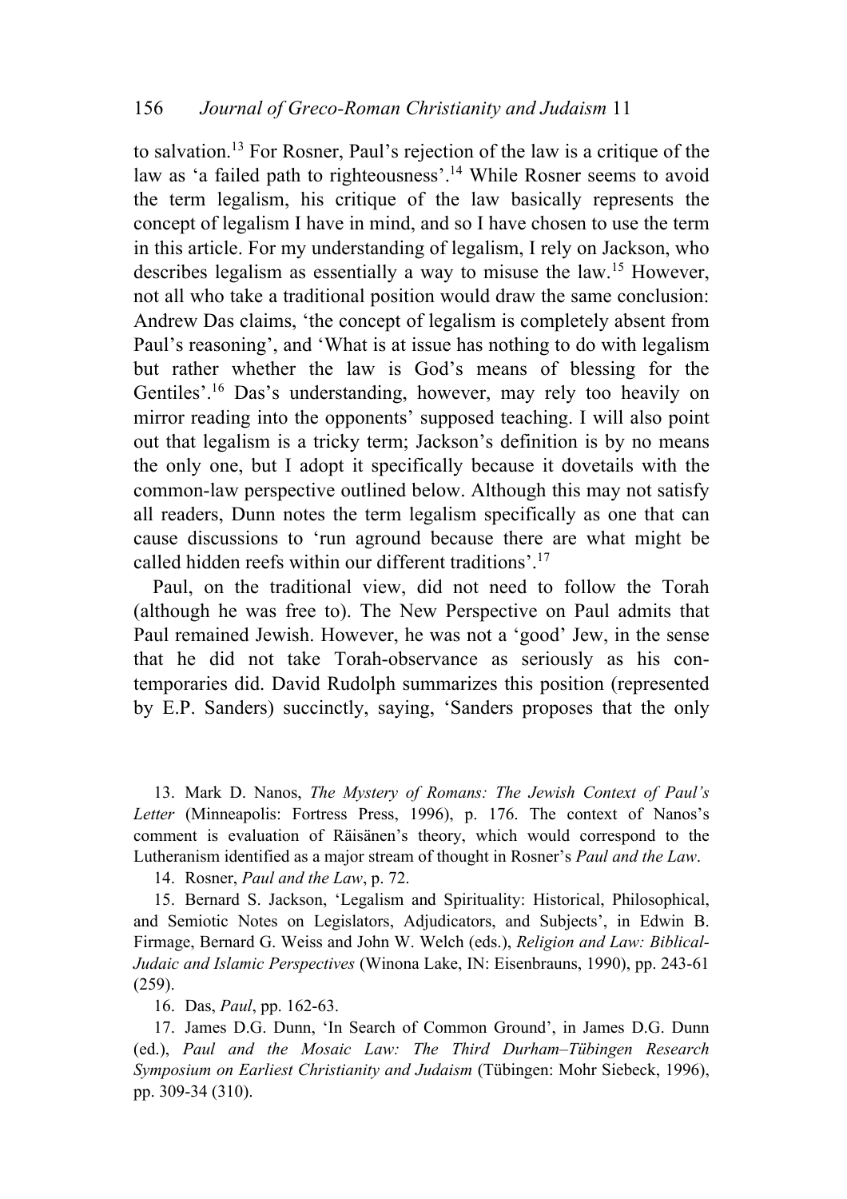to salvation.[13] For Rosner, Paul's rejection of the law is a critique of the law as 'a failed path to righteousness'.[14] While Rosner seems to avoid the term legalism, his critique of the law basically represents the concept of legalism I have in mind, and so I have chosen to use the term in this article. For my understanding of legalism, I rely on Jackson, who describes legalism as essentially a way to misuse the law.[15] However, not all who take a traditional position would draw the same conclusion: Andrew Das claims, 'the concept of legalism is completely absent from Paul's reasoning', and 'What is at issue has nothing to do with legalism but rather whether the law is God's means of blessing for the Gentiles'.[16] Das's understanding, however, may rely too heavily on mirror reading into the opponents' supposed teaching. I will also point out that legalism is a tricky term; Jackson's definition is by no means the only one, but I adopt it specifically because it dovetails with the common-law perspective outlined below. Although this may not satisfy all readers, Dunn notes the term legalism specifically as one that can cause discussions to 'run aground because there are what might be called hidden reefs within our different traditions'.[17]

Paul, on the traditional view, did not need to follow the Torah (although he was free to). The New Perspective on Paul admits that Paul remained Jewish. However, he was not a 'good' Jew, in the sense that he did not take Torah-observance as seriously as his contemporaries did. David Rudolph summarizes this position (represented by E.P. Sanders) succinctly, saying, 'Sanders proposes that the only

13. Mark D. Nanos, *The Mystery of Romans: The Jewish Context of Paul's Letter* (Minneapolis: Fortress Press, 1996), p. 176. The context of Nanos's comment is evaluation of Räisänen's theory, which would correspond to the Lutheranism identified as a major stream of thought in Rosner's *Paul and the Law*.

14. Rosner, *Paul and the Law*, p. 72.

15. Bernard S. Jackson, 'Legalism and Spirituality: Historical, Philosophical, and Semiotic Notes on Legislators, Adjudicators, and Subjects', in Edwin B. Firmage, Bernard G. Weiss and John W. Welch (eds.), *Religion and Law: Biblical-Judaic and Islamic Perspectives* (Winona Lake, IN: Eisenbrauns, 1990), pp. 243-61 (259).

16. Das, *Paul*, pp. 162-63.

17. James D.G. Dunn, 'In Search of Common Ground', in James D.G. Dunn (ed.), *Paul and the Mosaic Law: The Third Durham–Tübingen Research Symposium on Earliest Christianity and Judaism* (Tübingen: Mohr Siebeck, 1996), pp. 309-34 (310).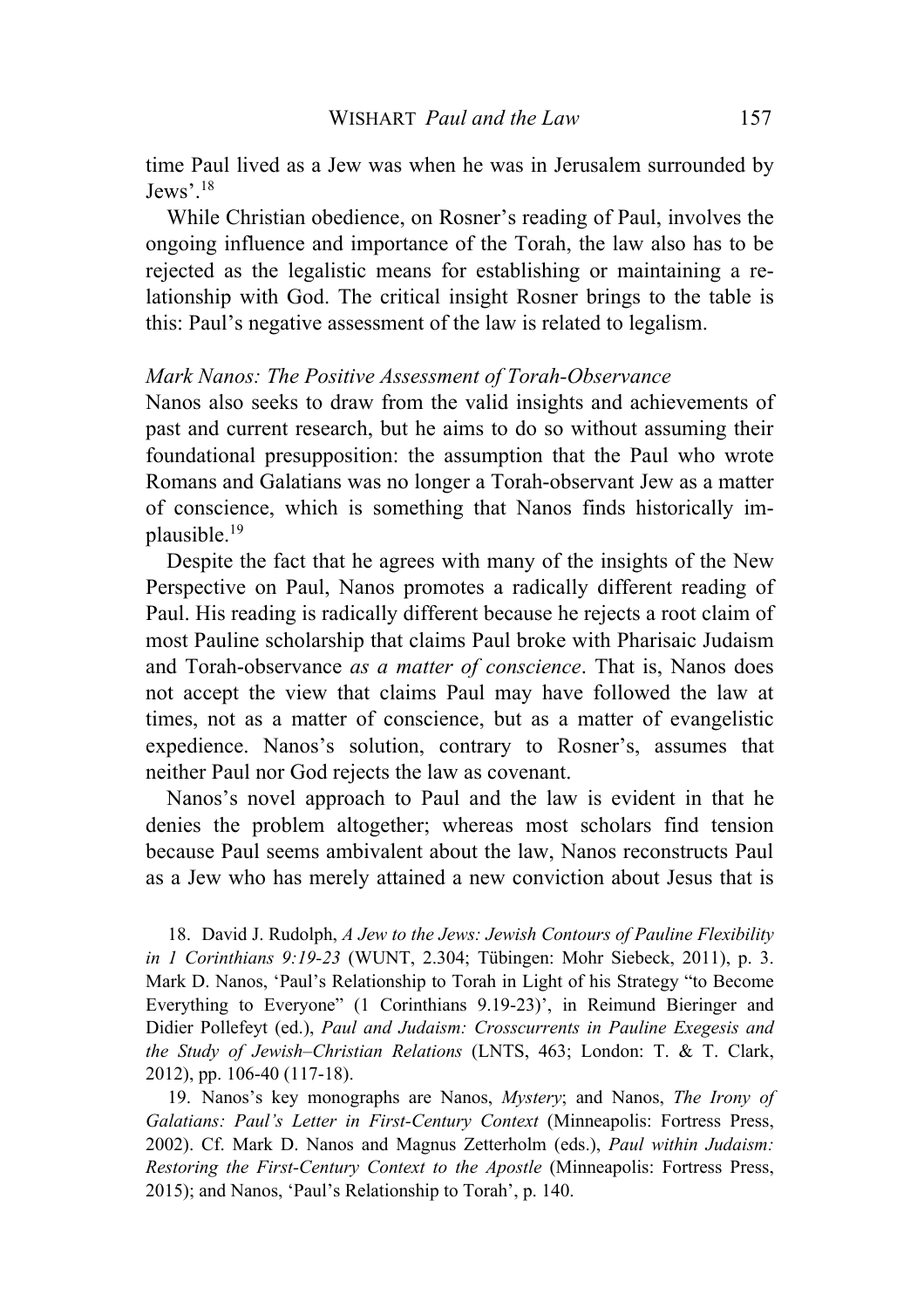time Paul lived as a Jew was when he was in Jerusalem surrounded by Jews'.[18]

While Christian obedience, on Rosner's reading of Paul, involves the ongoing influence and importance of the Torah, the law also has to be rejected as the legalistic means for establishing or maintaining a relationship with God. The critical insight Rosner brings to the table is this: Paul's negative assessment of the law is related to legalism.

### *Mark Nanos: The Positive Assessment of Torah-Observance*

Nanos also seeks to draw from the valid insights and achievements of past and current research, but he aims to do so without assuming their foundational presupposition: the assumption that the Paul who wrote Romans and Galatians was no longer a Torah-observant Jew as a matter of conscience, which is something that Nanos finds historically implausible.[19]

Despite the fact that he agrees with many of the insights of the New Perspective on Paul, Nanos promotes a radically different reading of Paul. His reading is radically different because he rejects a root claim of most Pauline scholarship that claims Paul broke with Pharisaic Judaism and Torah-observance *as a matter of conscience*. That is, Nanos does not accept the view that claims Paul may have followed the law at times, not as a matter of conscience, but as a matter of evangelistic expedience. Nanos's solution, contrary to Rosner's, assumes that neither Paul nor God rejects the law as covenant.

Nanos's novel approach to Paul and the law is evident in that he denies the problem altogether; whereas most scholars find tension because Paul seems ambivalent about the law, Nanos reconstructs Paul as a Jew who has merely attained a new conviction about Jesus that is

18. David J. Rudolph, *A Jew to the Jews: Jewish Contours of Pauline Flexibility in 1 Corinthians 9:19-23* (WUNT, 2.304; Tübingen: Mohr Siebeck, 2011), p. 3. Mark D. Nanos, 'Paul's Relationship to Torah in Light of his Strategy "to Become Everything to Everyone" (1 Corinthians 9.19-23)', in Reimund Bieringer and Didier Pollefeyt (ed.), *Paul and Judaism: Crosscurrents in Pauline Exegesis and the Study of Jewish–Christian Relations* (LNTS, 463; London: T. & T. Clark, 2012), pp. 106-40 (117-18).

19. Nanos's key monographs are Nanos, *Mystery*; and Nanos, *The Irony of Galatians: Paul's Letter in First-Century Context* (Minneapolis: Fortress Press, 2002). Cf. Mark D. Nanos and Magnus Zetterholm (eds.), *Paul within Judaism: Restoring the First-Century Context to the Apostle* (Minneapolis: Fortress Press, 2015); and Nanos, 'Paul's Relationship to Torah', p. 140.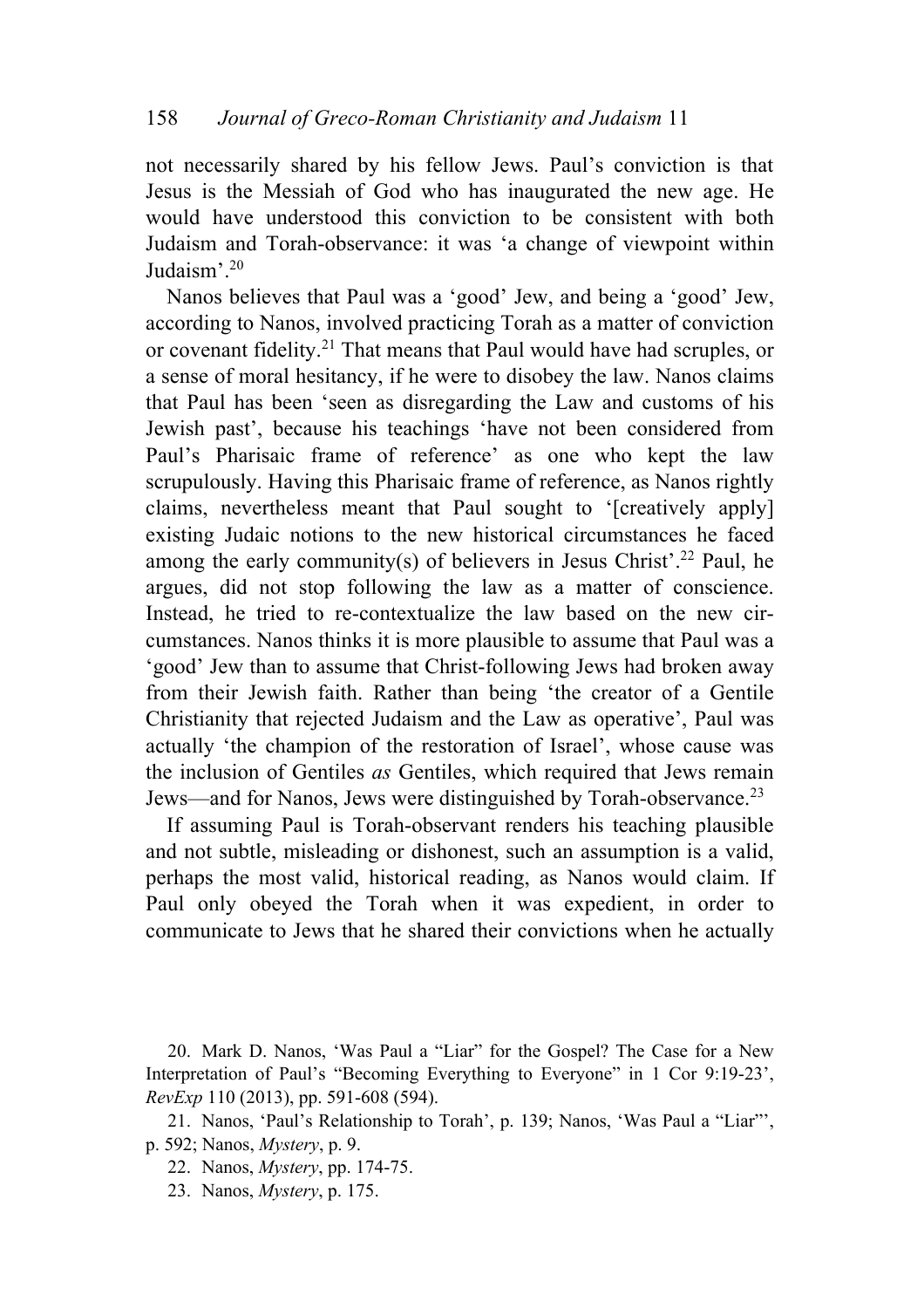not necessarily shared by his fellow Jews. Paul's conviction is that Jesus is the Messiah of God who has inaugurated the new age. He would have understood this conviction to be consistent with both Judaism and Torah-observance: it was 'a change of viewpoint within Judaism'.[20]

Nanos believes that Paul was a 'good' Jew, and being a 'good' Jew, according to Nanos, involved practicing Torah as a matter of conviction or covenant fidelity.[21] That means that Paul would have had scruples, or a sense of moral hesitancy, if he were to disobey the law. Nanos claims that Paul has been 'seen as disregarding the Law and customs of his Jewish past', because his teachings 'have not been considered from Paul's Pharisaic frame of reference' as one who kept the law scrupulously. Having this Pharisaic frame of reference, as Nanos rightly claims, nevertheless meant that Paul sought to '[creatively apply] existing Judaic notions to the new historical circumstances he faced among the early community(s) of believers in Jesus Christ'.[22] Paul, he argues, did not stop following the law as a matter of conscience. Instead, he tried to re-contextualize the law based on the new circumstances. Nanos thinks it is more plausible to assume that Paul was a 'good' Jew than to assume that Christ-following Jews had broken away from their Jewish faith. Rather than being 'the creator of a Gentile Christianity that rejected Judaism and the Law as operative', Paul was actually 'the champion of the restoration of Israel', whose cause was the inclusion of Gentiles *as* Gentiles, which required that Jews remain Jews—and for Nanos, Jews were distinguished by Torah-observance.[23]

If assuming Paul is Torah-observant renders his teaching plausible and not subtle, misleading or dishonest, such an assumption is a valid, perhaps the most valid, historical reading, as Nanos would claim. If Paul only obeyed the Torah when it was expedient, in order to communicate to Jews that he shared their convictions when he actually

20. Mark D. Nanos, 'Was Paul a "Liar" for the Gospel? The Case for a New Interpretation of Paul's "Becoming Everything to Everyone" in 1 Cor 9:19-23', *RevExp* 110 (2013), pp. 591-608 (594).

21. Nanos, 'Paul's Relationship to Torah', p. 139; Nanos, 'Was Paul a "Liar"', p. 592; Nanos, *Mystery*, p. 9.

22. Nanos, *Mystery*, pp. 174-75.

23. Nanos, *Mystery*, p. 175.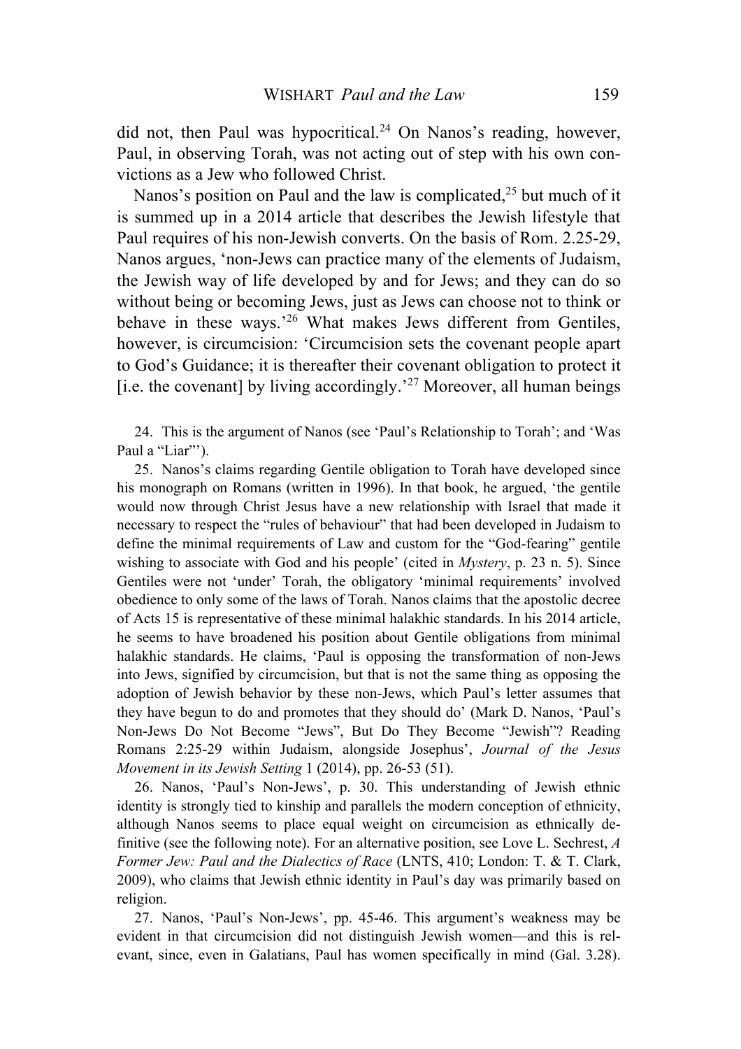did not, then Paul was hypocritical.[24] On Nanos's reading, however, Paul, in observing Torah, was not acting out of step with his own convictions as a Jew who followed Christ.

Nanos's position on Paul and the law is complicated,[25] but much of it is summed up in a 2014 article that describes the Jewish lifestyle that Paul requires of his non-Jewish converts. On the basis of Rom. 2.25-29, Nanos argues, 'non-Jews can practice many of the elements of Judaism, the Jewish way of life developed by and for Jews; and they can do so without being or becoming Jews, just as Jews can choose not to think or behave in these ways.'[26] What makes Jews different from Gentiles, however, is circumcision: 'Circumcision sets the covenant people apart to God's Guidance; it is thereafter their covenant obligation to protect it [i.e. the covenant] by living accordingly.'[27] Moreover, all human beings

24. This is the argument of Nanos (see 'Paul's Relationship to Torah'; and 'Was Paul a "Liar"').

25. Nanos's claims regarding Gentile obligation to Torah have developed since his monograph on Romans (written in 1996). In that book, he argued, 'the gentile would now through Christ Jesus have a new relationship with Israel that made it necessary to respect the "rules of behaviour" that had been developed in Judaism to define the minimal requirements of Law and custom for the "God-fearing" gentile wishing to associate with God and his people' (cited in *Mystery*, p. 23 n. 5). Since Gentiles were not 'under' Torah, the obligatory 'minimal requirements' involved obedience to only some of the laws of Torah. Nanos claims that the apostolic decree of Acts 15 is representative of these minimal halakhic standards. In his 2014 article, he seems to have broadened his position about Gentile obligations from minimal halakhic standards. He claims, 'Paul is opposing the transformation of non-Jews into Jews, signified by circumcision, but that is not the same thing as opposing the adoption of Jewish behavior by these non-Jews, which Paul's letter assumes that they have begun to do and promotes that they should do' (Mark D. Nanos, 'Paul's Non-Jews Do Not Become "Jews", But Do They Become "Jewish"? Reading Romans 2:25-29 within Judaism, alongside Josephus', *Journal of the Jesus Movement in its Jewish Setting* 1 (2014), pp. 26-53 (51).

26. Nanos, 'Paul's Non-Jews', p. 30. This understanding of Jewish ethnic identity is strongly tied to kinship and parallels the modern conception of ethnicity, although Nanos seems to place equal weight on circumcision as ethnically definitive (see the following note). For an alternative position, see Love L. Sechrest, *A Former Jew: Paul and the Dialectics of Race* (LNTS, 410; London: T. & T. Clark, 2009), who claims that Jewish ethnic identity in Paul's day was primarily based on religion.

27. Nanos, 'Paul's Non-Jews', pp. 45-46. This argument's weakness may be evident in that circumcision did not distinguish Jewish women—and this is relevant, since, even in Galatians, Paul has women specifically in mind (Gal. 3.28).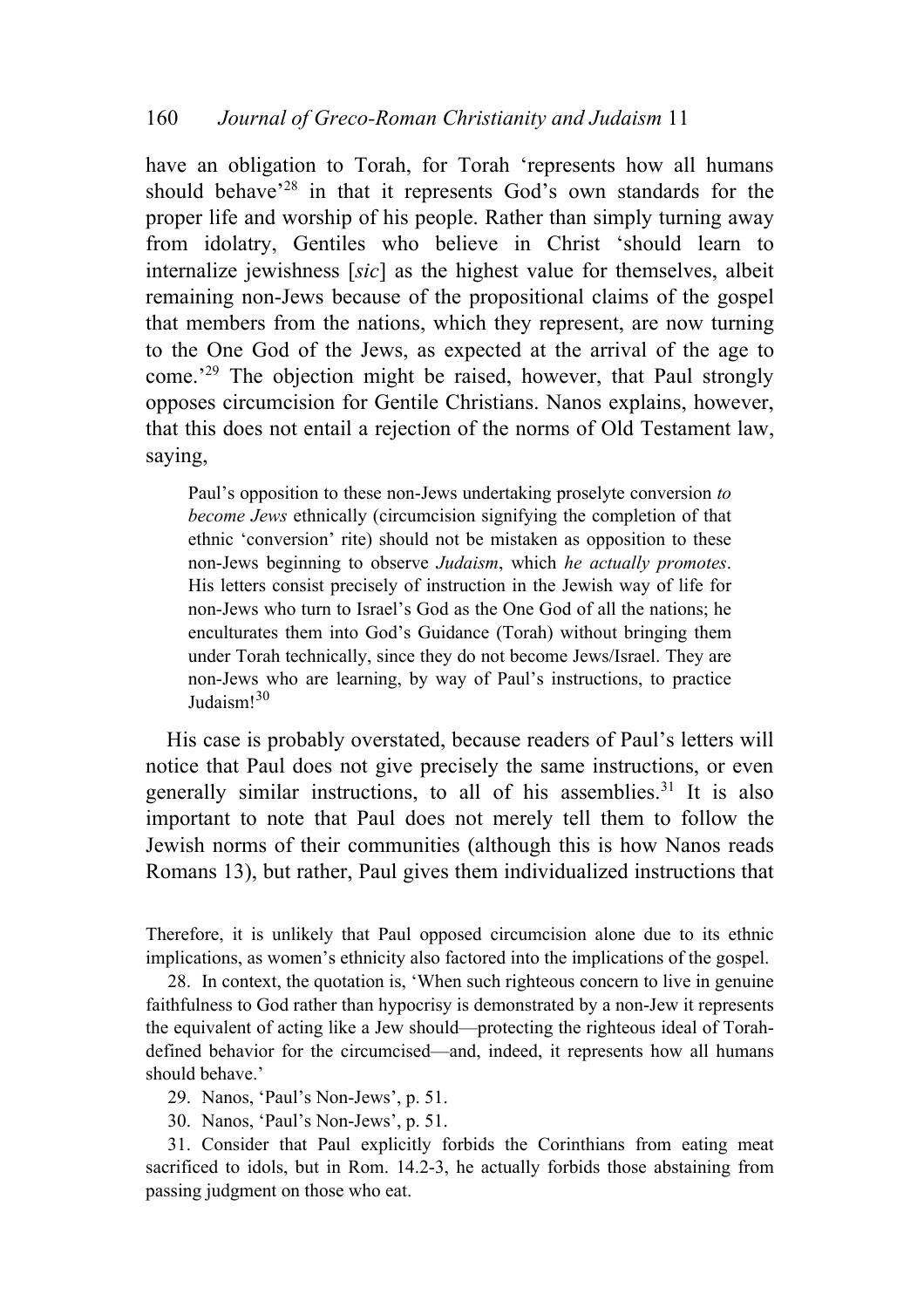have an obligation to Torah, for Torah 'represents how all humans should behave'[28] in that it represents God's own standards for the proper life and worship of his people. Rather than simply turning away from idolatry, Gentiles who believe in Christ 'should learn to internalize jewishness [*sic*] as the highest value for themselves, albeit remaining non-Jews because of the propositional claims of the gospel that members from the nations, which they represent, are now turning to the One God of the Jews, as expected at the arrival of the age to come.'[29] The objection might be raised, however, that Paul strongly opposes circumcision for Gentile Christians. Nanos explains, however, that this does not entail a rejection of the norms of Old Testament law, saying,

> Paul's opposition to these non-Jews undertaking proselyte conversion *to become Jews* ethnically (circumcision signifying the completion of that ethnic 'conversion' rite) should not be mistaken as opposition to these non-Jews beginning to observe *Judaism*, which *he actually promotes*. His letters consist precisely of instruction in the Jewish way of life for non-Jews who turn to Israel's God as the One God of all the nations; he enculturates them into God's Guidance (Torah) without bringing them under Torah technically, since they do not become Jews/Israel. They are non-Jews who are learning, by way of Paul's instructions, to practice Judaism![30]

His case is probably overstated, because readers of Paul's letters will notice that Paul does not give precisely the same instructions, or even generally similar instructions, to all of his assemblies.[31] It is also important to note that Paul does not merely tell them to follow the Jewish norms of their communities (although this is how Nanos reads Romans 13), but rather, Paul gives them individualized instructions that

Therefore, it is unlikely that Paul opposed circumcision alone due to its ethnic implications, as women's ethnicity also factored into the implications of the gospel.

28. In context, the quotation is, 'When such righteous concern to live in genuine faithfulness to God rather than hypocrisy is demonstrated by a non-Jew it represents the equivalent of acting like a Jew should—protecting the righteous ideal of Torah-defined behavior for the circumcised—and, indeed, it represents how all humans should behave.'

29. Nanos, 'Paul's Non-Jews', p. 51.

30. Nanos, 'Paul's Non-Jews', p. 51.

31. Consider that Paul explicitly forbids the Corinthians from eating meat sacrificed to idols, but in Rom. 14.2-3, he actually forbids those abstaining from passing judgment on those who eat.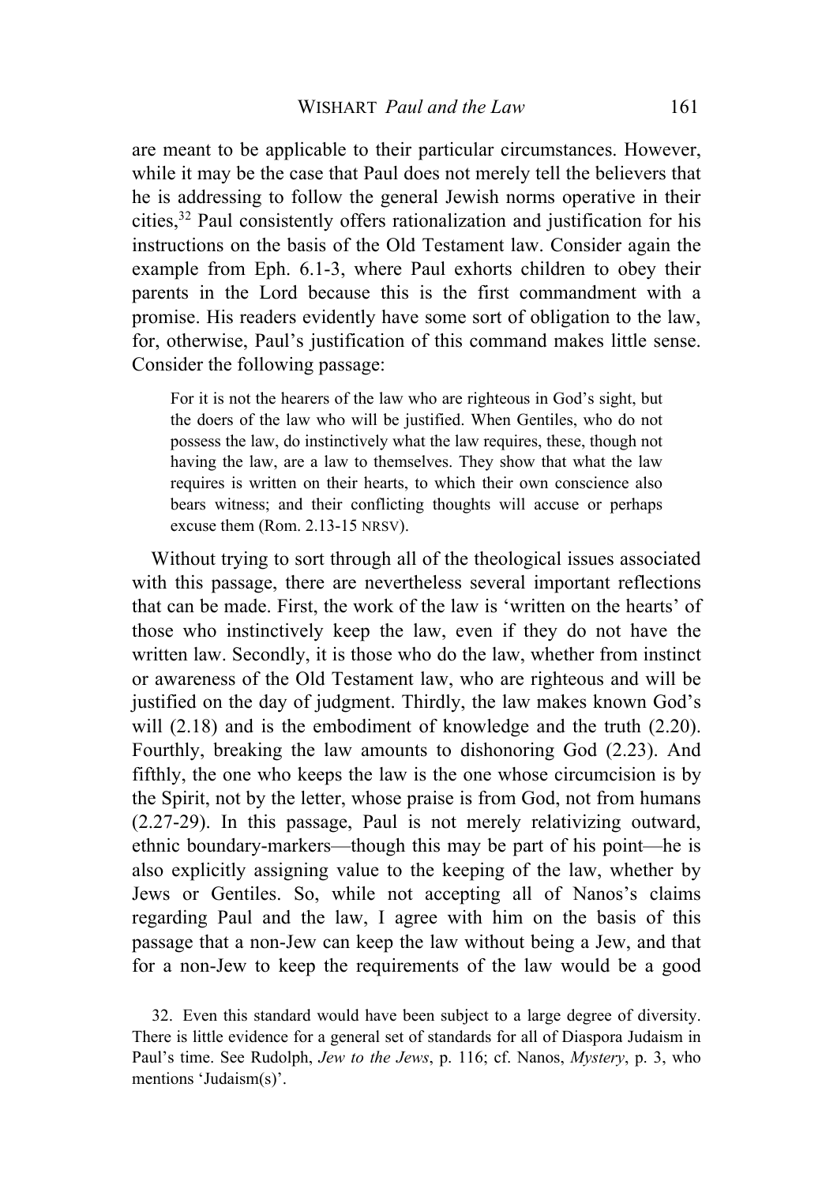are meant to be applicable to their particular circumstances. However, while it may be the case that Paul does not merely tell the believers that he is addressing to follow the general Jewish norms operative in their cities,[32] Paul consistently offers rationalization and justification for his instructions on the basis of the Old Testament law. Consider again the example from Eph. 6.1-3, where Paul exhorts children to obey their parents in the Lord because this is the first commandment with a promise. His readers evidently have some sort of obligation to the law, for, otherwise, Paul's justification of this command makes little sense. Consider the following passage:

> For it is not the hearers of the law who are righteous in God's sight, but the doers of the law who will be justified. When Gentiles, who do not possess the law, do instinctively what the law requires, these, though not having the law, are a law to themselves. They show that what the law requires is written on their hearts, to which their own conscience also bears witness; and their conflicting thoughts will accuse or perhaps excuse them (Rom. 2.13-15 NRSV).

Without trying to sort through all of the theological issues associated with this passage, there are nevertheless several important reflections that can be made. First, the work of the law is 'written on the hearts' of those who instinctively keep the law, even if they do not have the written law. Secondly, it is those who do the law, whether from instinct or awareness of the Old Testament law, who are righteous and will be justified on the day of judgment. Thirdly, the law makes known God's will (2.18) and is the embodiment of knowledge and the truth (2.20). Fourthly, breaking the law amounts to dishonoring God (2.23). And fifthly, the one who keeps the law is the one whose circumcision is by the Spirit, not by the letter, whose praise is from God, not from humans (2.27-29). In this passage, Paul is not merely relativizing outward, ethnic boundary-markers—though this may be part of his point—he is also explicitly assigning value to the keeping of the law, whether by Jews or Gentiles. So, while not accepting all of Nanos's claims regarding Paul and the law, I agree with him on the basis of this passage that a non-Jew can keep the law without being a Jew, and that for a non-Jew to keep the requirements of the law would be a good

32. Even this standard would have been subject to a large degree of diversity. There is little evidence for a general set of standards for all of Diaspora Judaism in Paul's time. See Rudolph, *Jew to the Jews*, p. 116; cf. Nanos, *Mystery*, p. 3, who mentions 'Judaism(s)'.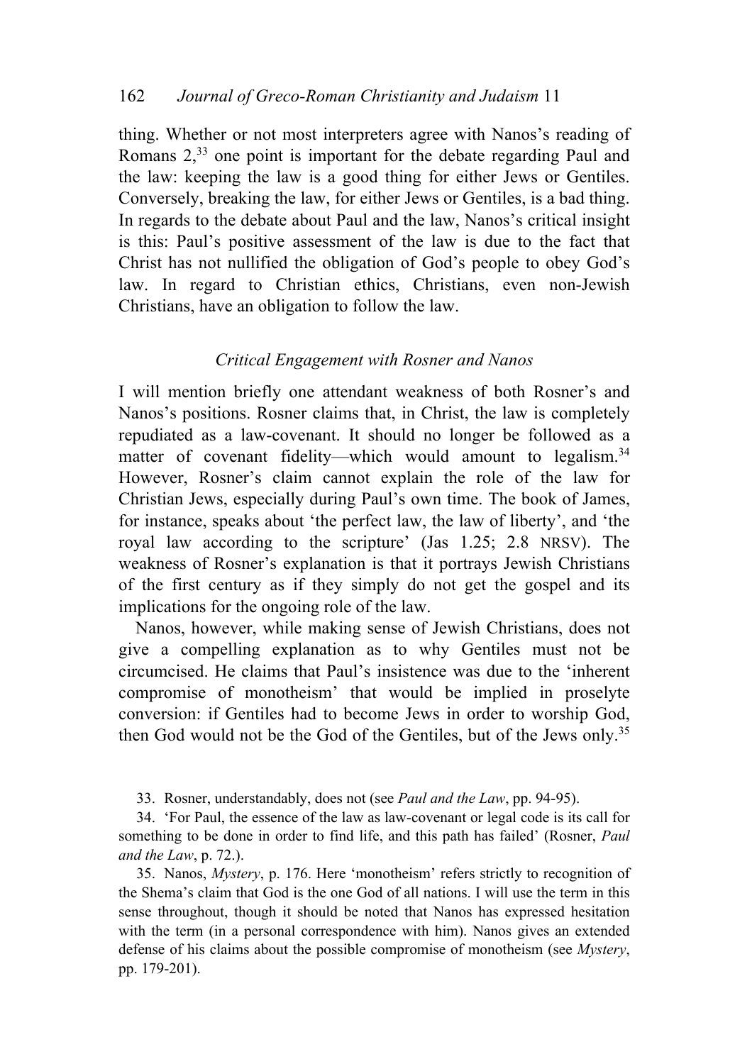thing. Whether or not most interpreters agree with Nanos's reading of Romans 2,[33] one point is important for the debate regarding Paul and the law: keeping the law is a good thing for either Jews or Gentiles. Conversely, breaking the law, for either Jews or Gentiles, is a bad thing. In regards to the debate about Paul and the law, Nanos's critical insight is this: Paul's positive assessment of the law is due to the fact that Christ has not nullified the obligation of God's people to obey God's law. In regard to Christian ethics, Christians, even non-Jewish Christians, have an obligation to follow the law.

### *Critical Engagement with Rosner and Nanos*

I will mention briefly one attendant weakness of both Rosner's and Nanos's positions. Rosner claims that, in Christ, the law is completely repudiated as a law-covenant. It should no longer be followed as a matter of covenant fidelity—which would amount to legalism.[34] However, Rosner's claim cannot explain the role of the law for Christian Jews, especially during Paul's own time. The book of James, for instance, speaks about 'the perfect law, the law of liberty', and 'the royal law according to the scripture' (Jas 1.25; 2.8 NRSV). The weakness of Rosner's explanation is that it portrays Jewish Christians of the first century as if they simply do not get the gospel and its implications for the ongoing role of the law.

Nanos, however, while making sense of Jewish Christians, does not give a compelling explanation as to why Gentiles must not be circumcised. He claims that Paul's insistence was due to the 'inherent compromise of monotheism' that would be implied in proselyte conversion: if Gentiles had to become Jews in order to worship God, then God would not be the God of the Gentiles, but of the Jews only.[35]

33. Rosner, understandably, does not (see *Paul and the Law*, pp. 94-95).

34. 'For Paul, the essence of the law as law-covenant or legal code is its call for something to be done in order to find life, and this path has failed' (Rosner, *Paul and the Law*, p. 72.).

35. Nanos, *Mystery*, p. 176. Here 'monotheism' refers strictly to recognition of the Shema's claim that God is the one God of all nations. I will use the term in this sense throughout, though it should be noted that Nanos has expressed hesitation with the term (in a personal correspondence with him). Nanos gives an extended defense of his claims about the possible compromise of monotheism (see *Mystery*, pp. 179-201).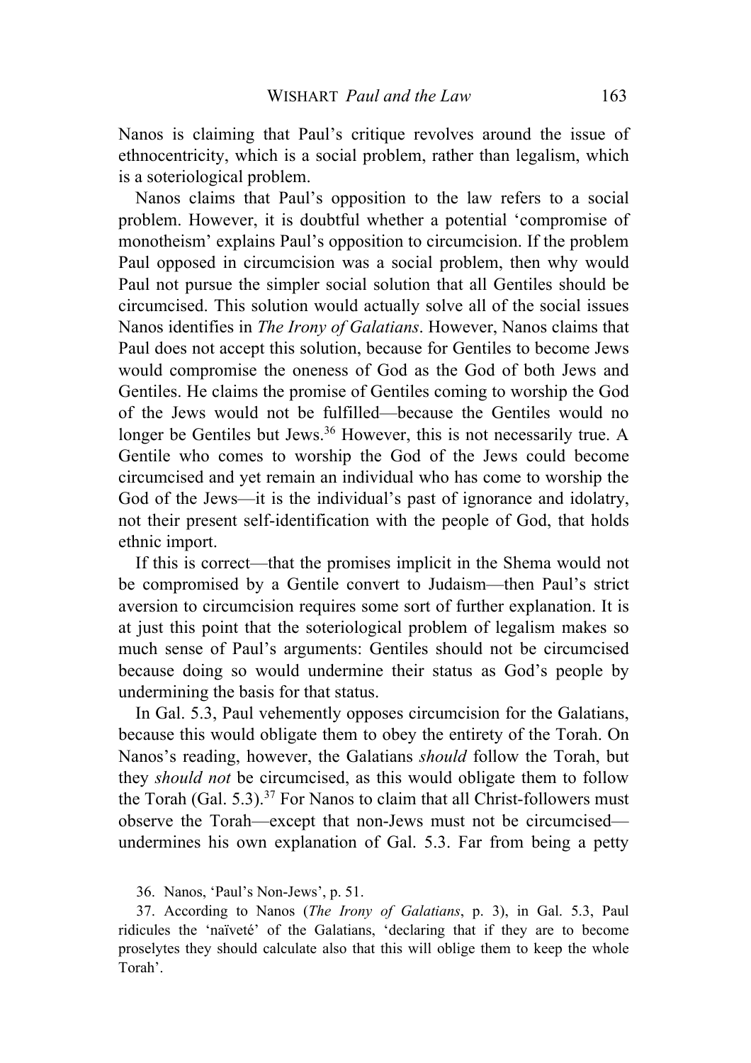Nanos is claiming that Paul's critique revolves around the issue of ethnocentricity, which is a social problem, rather than legalism, which is a soteriological problem.

Nanos claims that Paul's opposition to the law refers to a social problem. However, it is doubtful whether a potential 'compromise of monotheism' explains Paul's opposition to circumcision. If the problem Paul opposed in circumcision was a social problem, then why would Paul not pursue the simpler social solution that all Gentiles should be circumcised. This solution would actually solve all of the social issues Nanos identifies in *The Irony of Galatians*. However, Nanos claims that Paul does not accept this solution, because for Gentiles to become Jews would compromise the oneness of God as the God of both Jews and Gentiles. He claims the promise of Gentiles coming to worship the God of the Jews would not be fulfilled—because the Gentiles would no longer be Gentiles but Jews.[36] However, this is not necessarily true. A Gentile who comes to worship the God of the Jews could become circumcised and yet remain an individual who has come to worship the God of the Jews—it is the individual's past of ignorance and idolatry, not their present self-identification with the people of God, that holds ethnic import.

If this is correct—that the promises implicit in the Shema would not be compromised by a Gentile convert to Judaism—then Paul's strict aversion to circumcision requires some sort of further explanation. It is at just this point that the soteriological problem of legalism makes so much sense of Paul's arguments: Gentiles should not be circumcised because doing so would undermine their status as God's people by undermining the basis for that status.

In Gal. 5.3, Paul vehemently opposes circumcision for the Galatians, because this would obligate them to obey the entirety of the Torah. On Nanos's reading, however, the Galatians *should* follow the Torah, but they *should not* be circumcised, as this would obligate them to follow the Torah (Gal. 5.3).[37] For Nanos to claim that all Christ-followers must observe the Torah—except that non-Jews must not be circumcised—undermines his own explanation of Gal. 5.3. Far from being a petty

36. Nanos, 'Paul's Non-Jews', p. 51.

37. According to Nanos (*The Irony of Galatians*, p. 3), in Gal. 5.3, Paul ridicules the 'naïveté' of the Galatians, 'declaring that if they are to become proselytes they should calculate also that this will oblige them to keep the whole Torah'.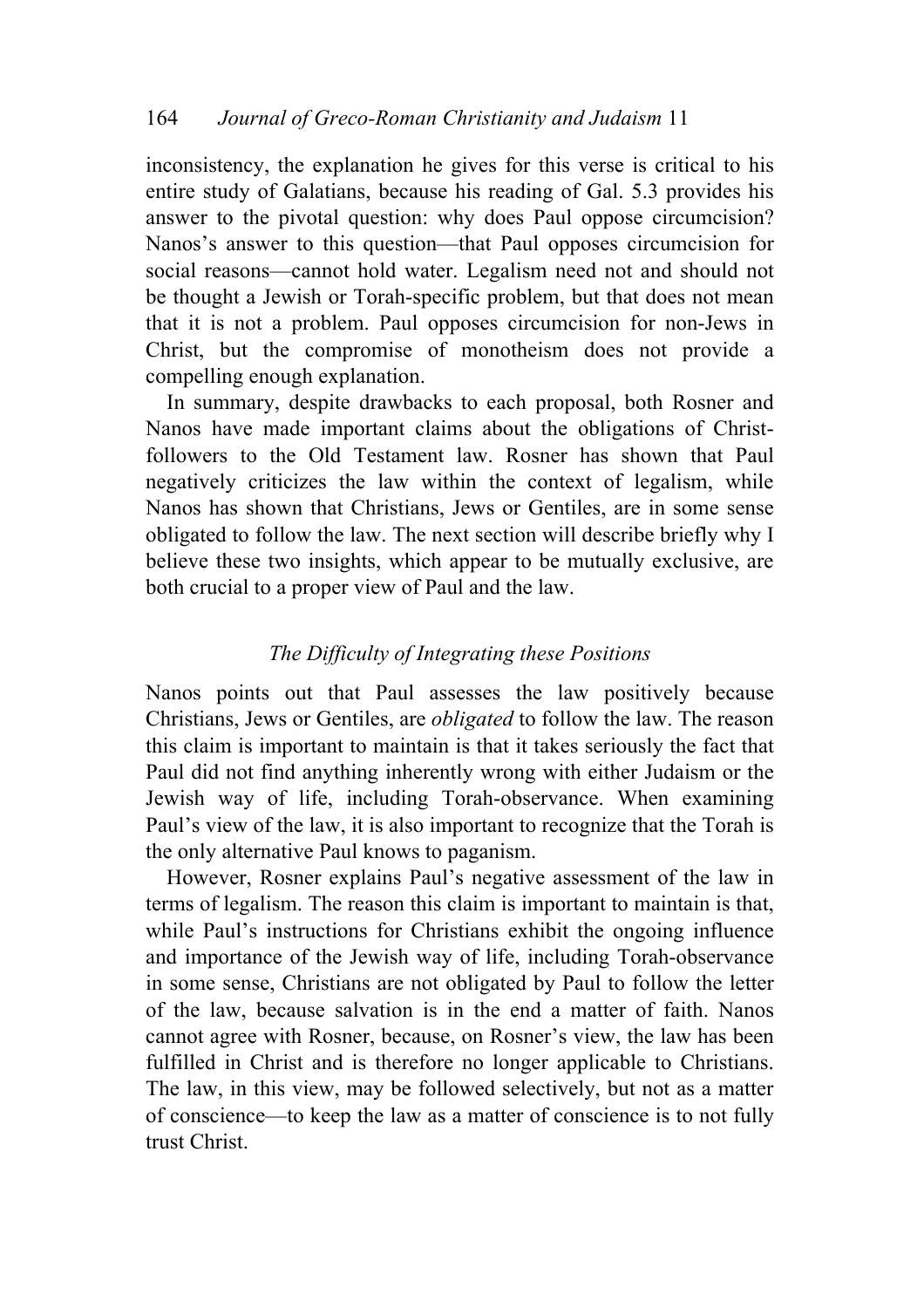inconsistency, the explanation he gives for this verse is critical to his entire study of Galatians, because his reading of Gal. 5.3 provides his answer to the pivotal question: why does Paul oppose circumcision? Nanos's answer to this question—that Paul opposes circumcision for social reasons—cannot hold water. Legalism need not and should not be thought a Jewish or Torah-specific problem, but that does not mean that it is not a problem. Paul opposes circumcision for non-Jews in Christ, but the compromise of monotheism does not provide a compelling enough explanation.

In summary, despite drawbacks to each proposal, both Rosner and Nanos have made important claims about the obligations of Christ-followers to the Old Testament law. Rosner has shown that Paul negatively criticizes the law within the context of legalism, while Nanos has shown that Christians, Jews or Gentiles, are in some sense obligated to follow the law. The next section will describe briefly why I believe these two insights, which appear to be mutually exclusive, are both crucial to a proper view of Paul and the law.

### *The Difficulty of Integrating these Positions*

Nanos points out that Paul assesses the law positively because Christians, Jews or Gentiles, are *obligated* to follow the law. The reason this claim is important to maintain is that it takes seriously the fact that Paul did not find anything inherently wrong with either Judaism or the Jewish way of life, including Torah-observance. When examining Paul's view of the law, it is also important to recognize that the Torah is the only alternative Paul knows to paganism.

However, Rosner explains Paul's negative assessment of the law in terms of legalism. The reason this claim is important to maintain is that, while Paul's instructions for Christians exhibit the ongoing influence and importance of the Jewish way of life, including Torah-observance in some sense, Christians are not obligated by Paul to follow the letter of the law, because salvation is in the end a matter of faith. Nanos cannot agree with Rosner, because, on Rosner's view, the law has been fulfilled in Christ and is therefore no longer applicable to Christians. The law, in this view, may be followed selectively, but not as a matter of conscience—to keep the law as a matter of conscience is to not fully trust Christ.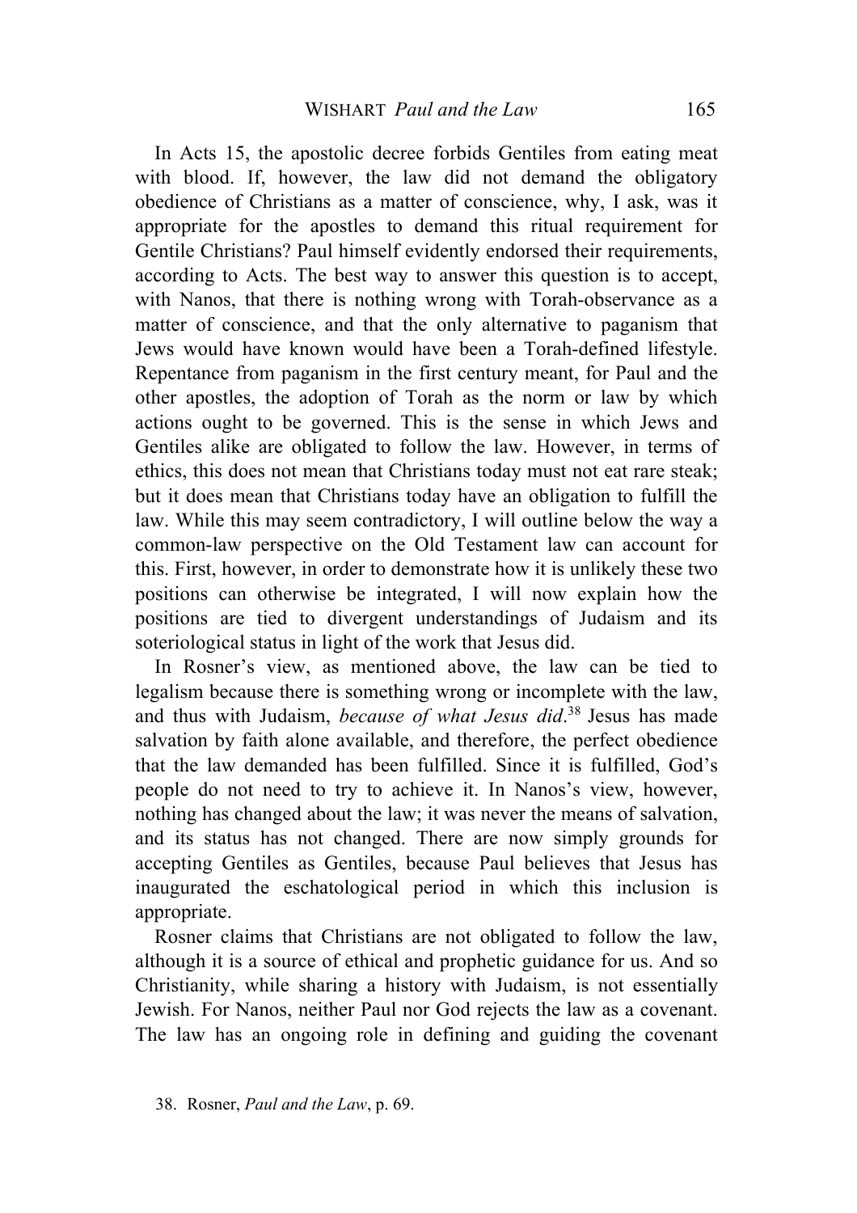In Acts 15, the apostolic decree forbids Gentiles from eating meat with blood. If, however, the law did not demand the obligatory obedience of Christians as a matter of conscience, why, I ask, was it appropriate for the apostles to demand this ritual requirement for Gentile Christians? Paul himself evidently endorsed their requirements, according to Acts. The best way to answer this question is to accept, with Nanos, that there is nothing wrong with Torah-observance as a matter of conscience, and that the only alternative to paganism that Jews would have known would have been a Torah-defined lifestyle. Repentance from paganism in the first century meant, for Paul and the other apostles, the adoption of Torah as the norm or law by which actions ought to be governed. This is the sense in which Jews and Gentiles alike are obligated to follow the law. However, in terms of ethics, this does not mean that Christians today must not eat rare steak; but it does mean that Christians today have an obligation to fulfill the law. While this may seem contradictory, I will outline below the way a common-law perspective on the Old Testament law can account for this. First, however, in order to demonstrate how it is unlikely these two positions can otherwise be integrated, I will now explain how the positions are tied to divergent understandings of Judaism and its soteriological status in light of the work that Jesus did.

In Rosner's view, as mentioned above, the law can be tied to legalism because there is something wrong or incomplete with the law, and thus with Judaism, *because of what Jesus did*.[38] Jesus has made salvation by faith alone available, and therefore, the perfect obedience that the law demanded has been fulfilled. Since it is fulfilled, God's people do not need to try to achieve it. In Nanos's view, however, nothing has changed about the law; it was never the means of salvation, and its status has not changed. There are now simply grounds for accepting Gentiles as Gentiles, because Paul believes that Jesus has inaugurated the eschatological period in which this inclusion is appropriate.

Rosner claims that Christians are not obligated to follow the law, although it is a source of ethical and prophetic guidance for us. And so Christianity, while sharing a history with Judaism, is not essentially Jewish. For Nanos, neither Paul nor God rejects the law as a covenant. The law has an ongoing role in defining and guiding the covenant

38. Rosner, *Paul and the Law*, p. 69.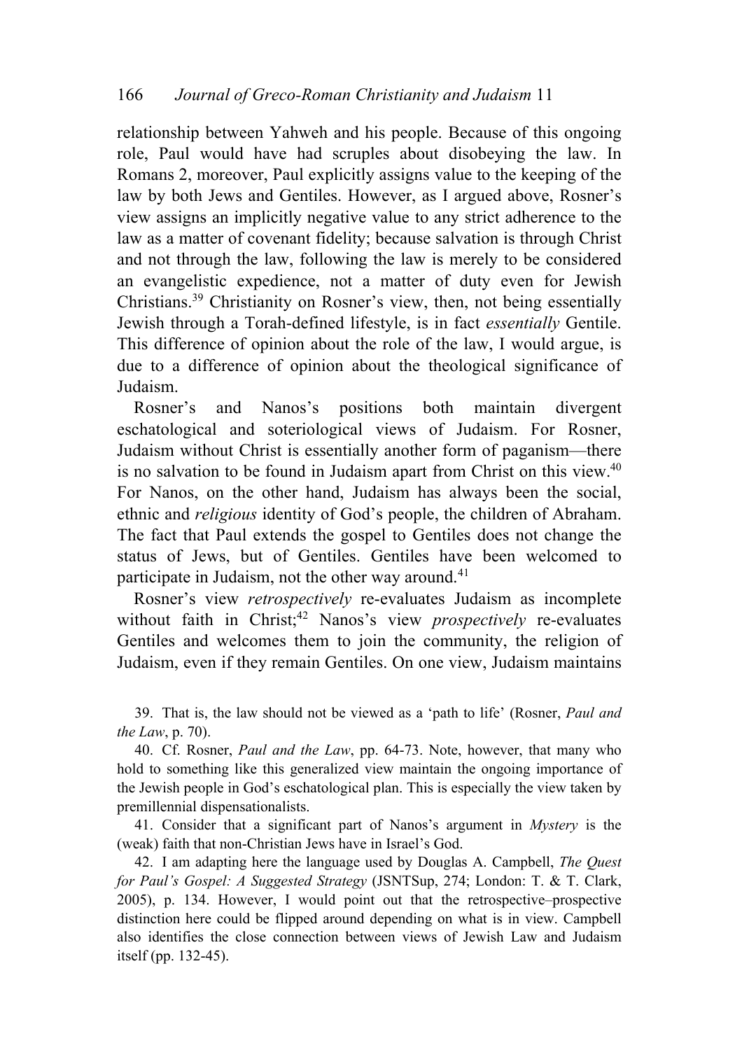relationship between Yahweh and his people. Because of this ongoing role, Paul would have had scruples about disobeying the law. In Romans 2, moreover, Paul explicitly assigns value to the keeping of the law by both Jews and Gentiles. However, as I argued above, Rosner's view assigns an implicitly negative value to any strict adherence to the law as a matter of covenant fidelity; because salvation is through Christ and not through the law, following the law is merely to be considered an evangelistic expedience, not a matter of duty even for Jewish Christians.[39] Christianity on Rosner's view, then, not being essentially Jewish through a Torah-defined lifestyle, is in fact *essentially* Gentile. This difference of opinion about the role of the law, I would argue, is due to a difference of opinion about the theological significance of Judaism.

Rosner's and Nanos's positions both maintain divergent eschatological and soteriological views of Judaism. For Rosner, Judaism without Christ is essentially another form of paganism—there is no salvation to be found in Judaism apart from Christ on this view.[40] For Nanos, on the other hand, Judaism has always been the social, ethnic and *religious* identity of God's people, the children of Abraham. The fact that Paul extends the gospel to Gentiles does not change the status of Jews, but of Gentiles. Gentiles have been welcomed to participate in Judaism, not the other way around.[41]

Rosner's view *retrospectively* re-evaluates Judaism as incomplete without faith in Christ;[42] Nanos's view *prospectively* re-evaluates Gentiles and welcomes them to join the community, the religion of Judaism, even if they remain Gentiles. On one view, Judaism maintains

39. That is, the law should not be viewed as a 'path to life' (Rosner, *Paul and the Law*, p. 70).

40. Cf. Rosner, *Paul and the Law*, pp. 64-73. Note, however, that many who hold to something like this generalized view maintain the ongoing importance of the Jewish people in God's eschatological plan. This is especially the view taken by premillennial dispensationalists.

41. Consider that a significant part of Nanos's argument in *Mystery* is the (weak) faith that non-Christian Jews have in Israel's God.

42. I am adapting here the language used by Douglas A. Campbell, *The Quest for Paul's Gospel: A Suggested Strategy* (JSNTSup, 274; London: T. & T. Clark, 2005), p. 134. However, I would point out that the retrospective–prospective distinction here could be flipped around depending on what is in view. Campbell also identifies the close connection between views of Jewish Law and Judaism itself (pp. 132-45).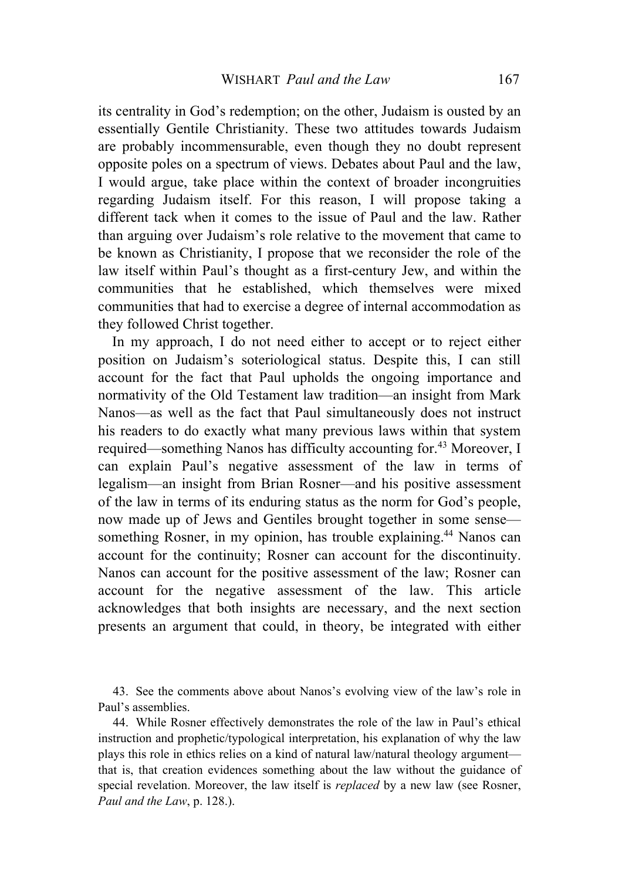its centrality in God's redemption; on the other, Judaism is ousted by an essentially Gentile Christianity. These two attitudes towards Judaism are probably incommensurable, even though they no doubt represent opposite poles on a spectrum of views. Debates about Paul and the law, I would argue, take place within the context of broader incongruities regarding Judaism itself. For this reason, I will propose taking a different tack when it comes to the issue of Paul and the law. Rather than arguing over Judaism's role relative to the movement that came to be known as Christianity, I propose that we reconsider the role of the law itself within Paul's thought as a first-century Jew, and within the communities that he established, which themselves were mixed communities that had to exercise a degree of internal accommodation as they followed Christ together.

In my approach, I do not need either to accept or to reject either position on Judaism's soteriological status. Despite this, I can still account for the fact that Paul upholds the ongoing importance and normativity of the Old Testament law tradition—an insight from Mark Nanos—as well as the fact that Paul simultaneously does not instruct his readers to do exactly what many previous laws within that system required—something Nanos has difficulty accounting for.[43] Moreover, I can explain Paul's negative assessment of the law in terms of legalism—an insight from Brian Rosner—and his positive assessment of the law in terms of its enduring status as the norm for God's people, now made up of Jews and Gentiles brought together in some sense—something Rosner, in my opinion, has trouble explaining.[44] Nanos can account for the continuity; Rosner can account for the discontinuity. Nanos can account for the positive assessment of the law; Rosner can account for the negative assessment of the law. This article acknowledges that both insights are necessary, and the next section presents an argument that could, in theory, be integrated with either

43. See the comments above about Nanos's evolving view of the law's role in Paul's assemblies.

44. While Rosner effectively demonstrates the role of the law in Paul's ethical instruction and prophetic/typological interpretation, his explanation of why the law plays this role in ethics relies on a kind of natural law/natural theology argument—that is, that creation evidences something about the law without the guidance of special revelation. Moreover, the law itself is *replaced* by a new law (see Rosner, *Paul and the Law*, p. 128.).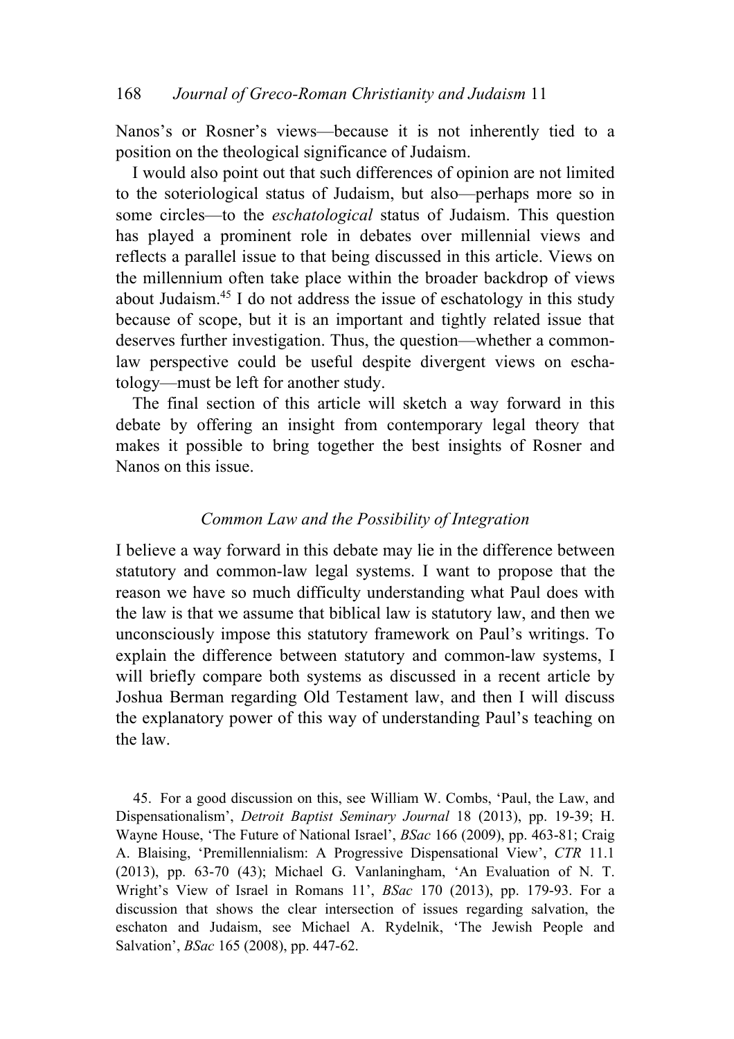Nanos's or Rosner's views—because it is not inherently tied to a position on the theological significance of Judaism.

I would also point out that such differences of opinion are not limited to the soteriological status of Judaism, but also—perhaps more so in some circles—to the *eschatological* status of Judaism. This question has played a prominent role in debates over millennial views and reflects a parallel issue to that being discussed in this article. Views on the millennium often take place within the broader backdrop of views about Judaism.[45] I do not address the issue of eschatology in this study because of scope, but it is an important and tightly related issue that deserves further investigation. Thus, the question—whether a common-law perspective could be useful despite divergent views on eschatology—must be left for another study.

The final section of this article will sketch a way forward in this debate by offering an insight from contemporary legal theory that makes it possible to bring together the best insights of Rosner and Nanos on this issue.

### *Common Law and the Possibility of Integration*

I believe a way forward in this debate may lie in the difference between statutory and common-law legal systems. I want to propose that the reason we have so much difficulty understanding what Paul does with the law is that we assume that biblical law is statutory law, and then we unconsciously impose this statutory framework on Paul's writings. To explain the difference between statutory and common-law systems, I will briefly compare both systems as discussed in a recent article by Joshua Berman regarding Old Testament law, and then I will discuss the explanatory power of this way of understanding Paul's teaching on the law.

45. For a good discussion on this, see William W. Combs, 'Paul, the Law, and Dispensationalism', *Detroit Baptist Seminary Journal* 18 (2013), pp. 19-39; H. Wayne House, 'The Future of National Israel', *BSac* 166 (2009), pp. 463-81; Craig A. Blaising, 'Premillennialism: A Progressive Dispensational View', *CTR* 11.1 (2013), pp. 63-70 (43); Michael G. Vanlaningham, 'An Evaluation of N. T. Wright's View of Israel in Romans 11', *BSac* 170 (2013), pp. 179-93. For a discussion that shows the clear intersection of issues regarding salvation, the eschaton and Judaism, see Michael A. Rydelnik, 'The Jewish People and Salvation', *BSac* 165 (2008), pp. 447-62.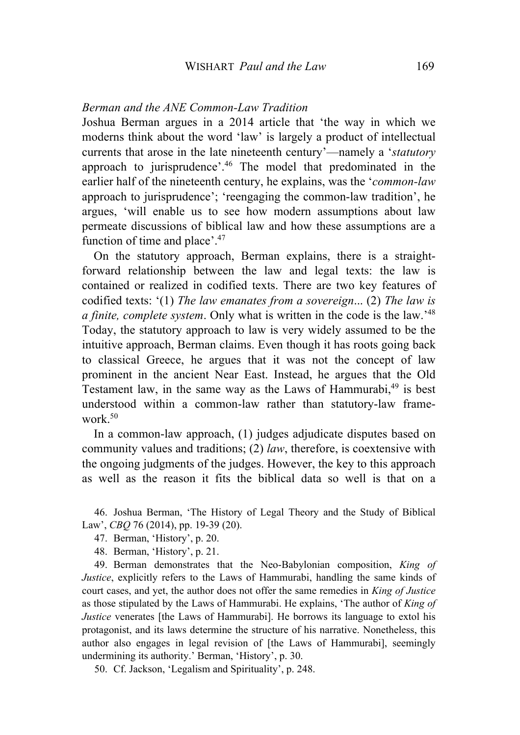*Berman and the ANE Common-Law Tradition*

Joshua Berman argues in a 2014 article that 'the way in which we moderns think about the word 'law' is largely a product of intellectual currents that arose in the late nineteenth century'—namely a '*statutory* approach to jurisprudence'.[46] The model that predominated in the earlier half of the nineteenth century, he explains, was the '*common-law* approach to jurisprudence'; 'reengaging the common-law tradition', he argues, 'will enable us to see how modern assumptions about law permeate discussions of biblical law and how these assumptions are a function of time and place'.[47]

On the statutory approach, Berman explains, there is a straightforward relationship between the law and legal texts: the law is contained or realized in codified texts. There are two key features of codified texts: '(1) *The law emanates from a sovereign*... (2) *The law is a finite, complete system*. Only what is written in the code is the law.'[48] Today, the statutory approach to law is very widely assumed to be the intuitive approach, Berman claims. Even though it has roots going back to classical Greece, he argues that it was not the concept of law prominent in the ancient Near East. Instead, he argues that the Old Testament law, in the same way as the Laws of Hammurabi,[49] is best understood within a common-law rather than statutory-law framework.[50]

In a common-law approach, (1) judges adjudicate disputes based on community values and traditions; (2) *law*, therefore, is coextensive with the ongoing judgments of the judges. However, the key to this approach as well as the reason it fits the biblical data so well is that on a

46. Joshua Berman, 'The History of Legal Theory and the Study of Biblical Law', *CBQ* 76 (2014), pp. 19-39 (20).

47. Berman, 'History', p. 20.

48. Berman, 'History', p. 21.

49. Berman demonstrates that the Neo-Babylonian composition, *King of Justice*, explicitly refers to the Laws of Hammurabi, handling the same kinds of court cases, and yet, the author does not offer the same remedies in *King of Justice* as those stipulated by the Laws of Hammurabi. He explains, 'The author of *King of Justice* venerates [the Laws of Hammurabi]. He borrows its language to extol his protagonist, and its laws determine the structure of his narrative. Nonetheless, this author also engages in legal revision of [the Laws of Hammurabi], seemingly undermining its authority.' Berman, 'History', p. 30.

50. Cf. Jackson, 'Legalism and Spirituality', p. 248.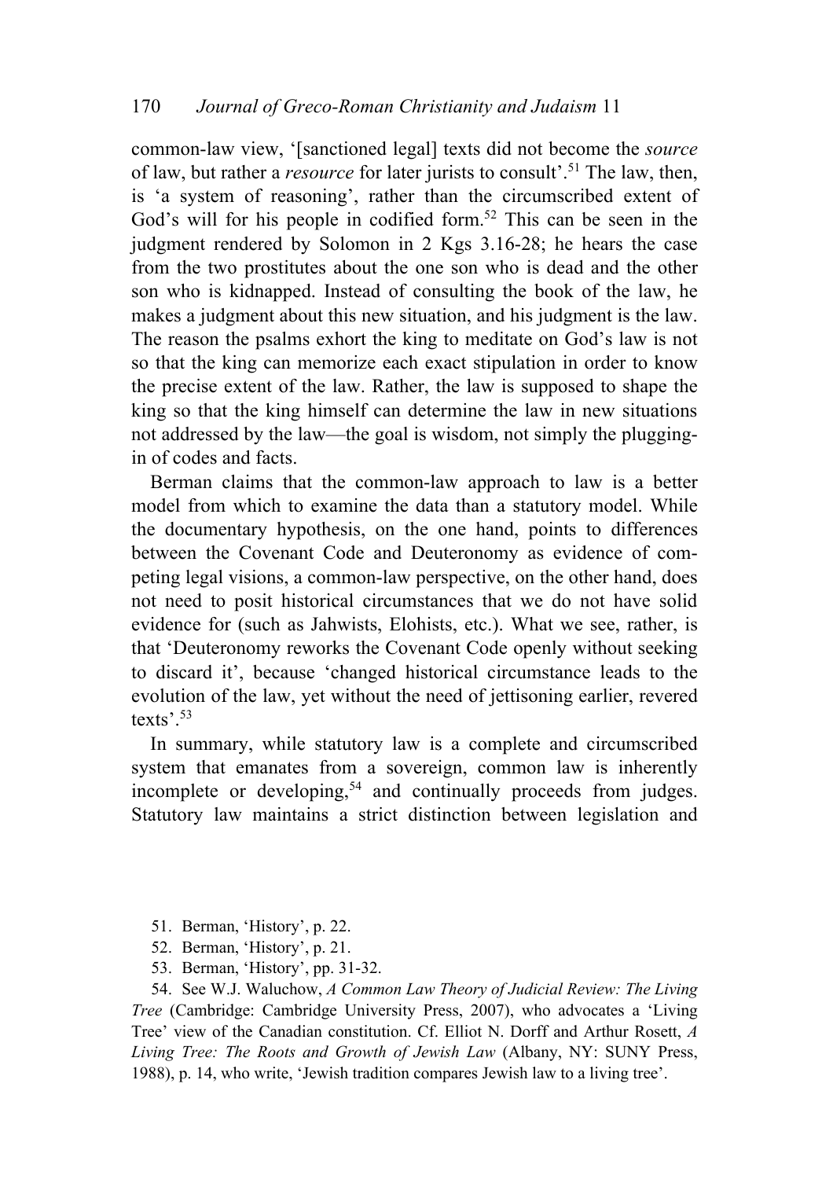common-law view, '[sanctioned legal] texts did not become the *source* of law, but rather a *resource* for later jurists to consult'.[51] The law, then, is 'a system of reasoning', rather than the circumscribed extent of God's will for his people in codified form.[52] This can be seen in the judgment rendered by Solomon in 2 Kgs 3.16-28; he hears the case from the two prostitutes about the one son who is dead and the other son who is kidnapped. Instead of consulting the book of the law, he makes a judgment about this new situation, and his judgment is the law. The reason the psalms exhort the king to meditate on God's law is not so that the king can memorize each exact stipulation in order to know the precise extent of the law. Rather, the law is supposed to shape the king so that the king himself can determine the law in new situations not addressed by the law—the goal is wisdom, not simply the plugging-in of codes and facts.

Berman claims that the common-law approach to law is a better model from which to examine the data than a statutory model. While the documentary hypothesis, on the one hand, points to differences between the Covenant Code and Deuteronomy as evidence of competing legal visions, a common-law perspective, on the other hand, does not need to posit historical circumstances that we do not have solid evidence for (such as Jahwists, Elohists, etc.). What we see, rather, is that 'Deuteronomy reworks the Covenant Code openly without seeking to discard it', because 'changed historical circumstance leads to the evolution of the law, yet without the need of jettisoning earlier, revered texts'.[53]

In summary, while statutory law is a complete and circumscribed system that emanates from a sovereign, common law is inherently incomplete or developing,[54] and continually proceeds from judges. Statutory law maintains a strict distinction between legislation and

51. Berman, 'History', p. 22.

52. Berman, 'History', p. 21.

53. Berman, 'History', pp. 31-32.

54. See W.J. Waluchow, *A Common Law Theory of Judicial Review: The Living Tree* (Cambridge: Cambridge University Press, 2007), who advocates a 'Living Tree' view of the Canadian constitution. Cf. Elliot N. Dorff and Arthur Rosett, *A Living Tree: The Roots and Growth of Jewish Law* (Albany, NY: SUNY Press, 1988), p. 14, who write, 'Jewish tradition compares Jewish law to a living tree'.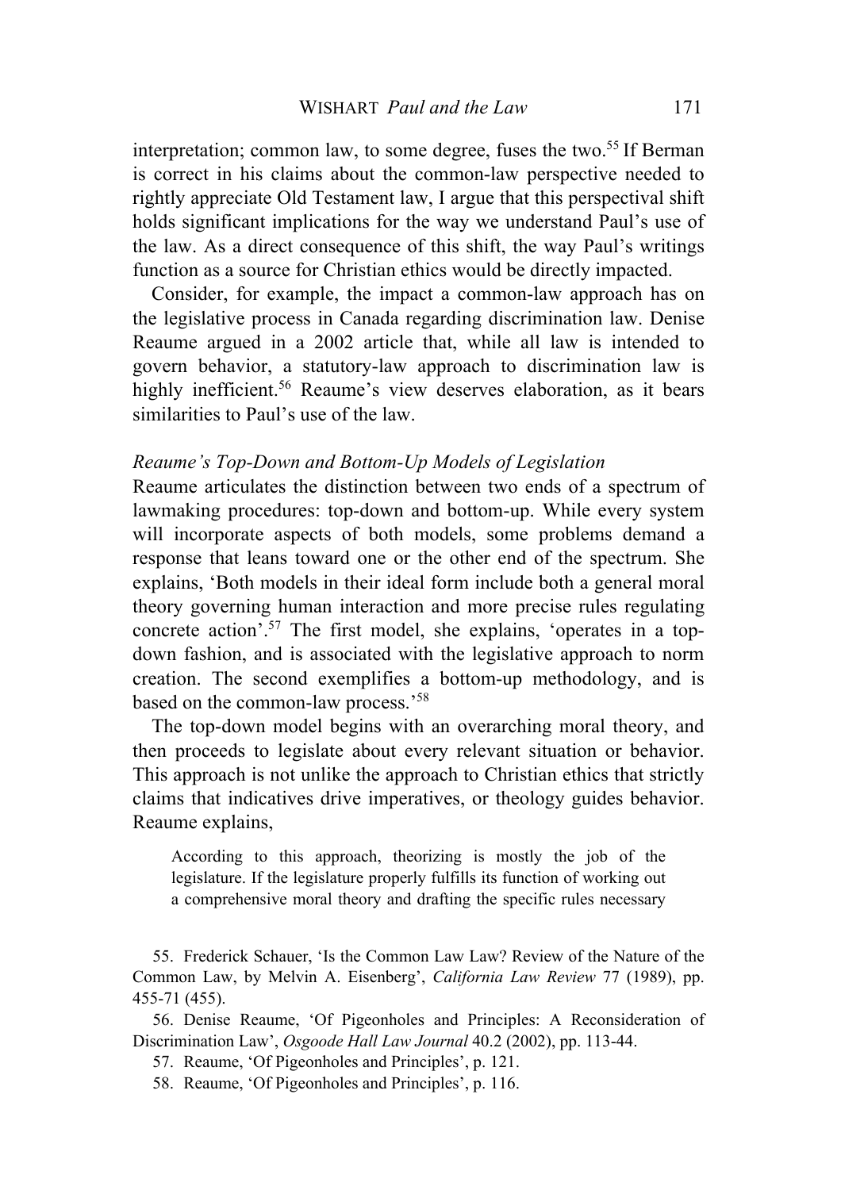interpretation; common law, to some degree, fuses the two.[55] If Berman is correct in his claims about the common-law perspective needed to rightly appreciate Old Testament law, I argue that this perspectival shift holds significant implications for the way we understand Paul's use of the law. As a direct consequence of this shift, the way Paul's writings function as a source for Christian ethics would be directly impacted.

Consider, for example, the impact a common-law approach has on the legislative process in Canada regarding discrimination law. Denise Reaume argued in a 2002 article that, while all law is intended to govern behavior, a statutory-law approach to discrimination law is highly inefficient.[56] Reaume's view deserves elaboration, as it bears similarities to Paul's use of the law.

*Reaume's Top-Down and Bottom-Up Models of Legislation*

Reaume articulates the distinction between two ends of a spectrum of lawmaking procedures: top-down and bottom-up. While every system will incorporate aspects of both models, some problems demand a response that leans toward one or the other end of the spectrum. She explains, 'Both models in their ideal form include both a general moral theory governing human interaction and more precise rules regulating concrete action'.[57] The first model, she explains, 'operates in a top-down fashion, and is associated with the legislative approach to norm creation. The second exemplifies a bottom-up methodology, and is based on the common-law process.'[58]

The top-down model begins with an overarching moral theory, and then proceeds to legislate about every relevant situation or behavior. This approach is not unlike the approach to Christian ethics that strictly claims that indicatives drive imperatives, or theology guides behavior. Reaume explains,

> According to this approach, theorizing is mostly the job of the legislature. If the legislature properly fulfills its function of working out a comprehensive moral theory and drafting the specific rules necessary

55. Frederick Schauer, 'Is the Common Law Law? Review of the Nature of the Common Law, by Melvin A. Eisenberg', *California Law Review* 77 (1989), pp. 455-71 (455).

56. Denise Reaume, 'Of Pigeonholes and Principles: A Reconsideration of Discrimination Law', *Osgoode Hall Law Journal* 40.2 (2002), pp. 113-44.

57. Reaume, 'Of Pigeonholes and Principles', p. 121.

58. Reaume, 'Of Pigeonholes and Principles', p. 116.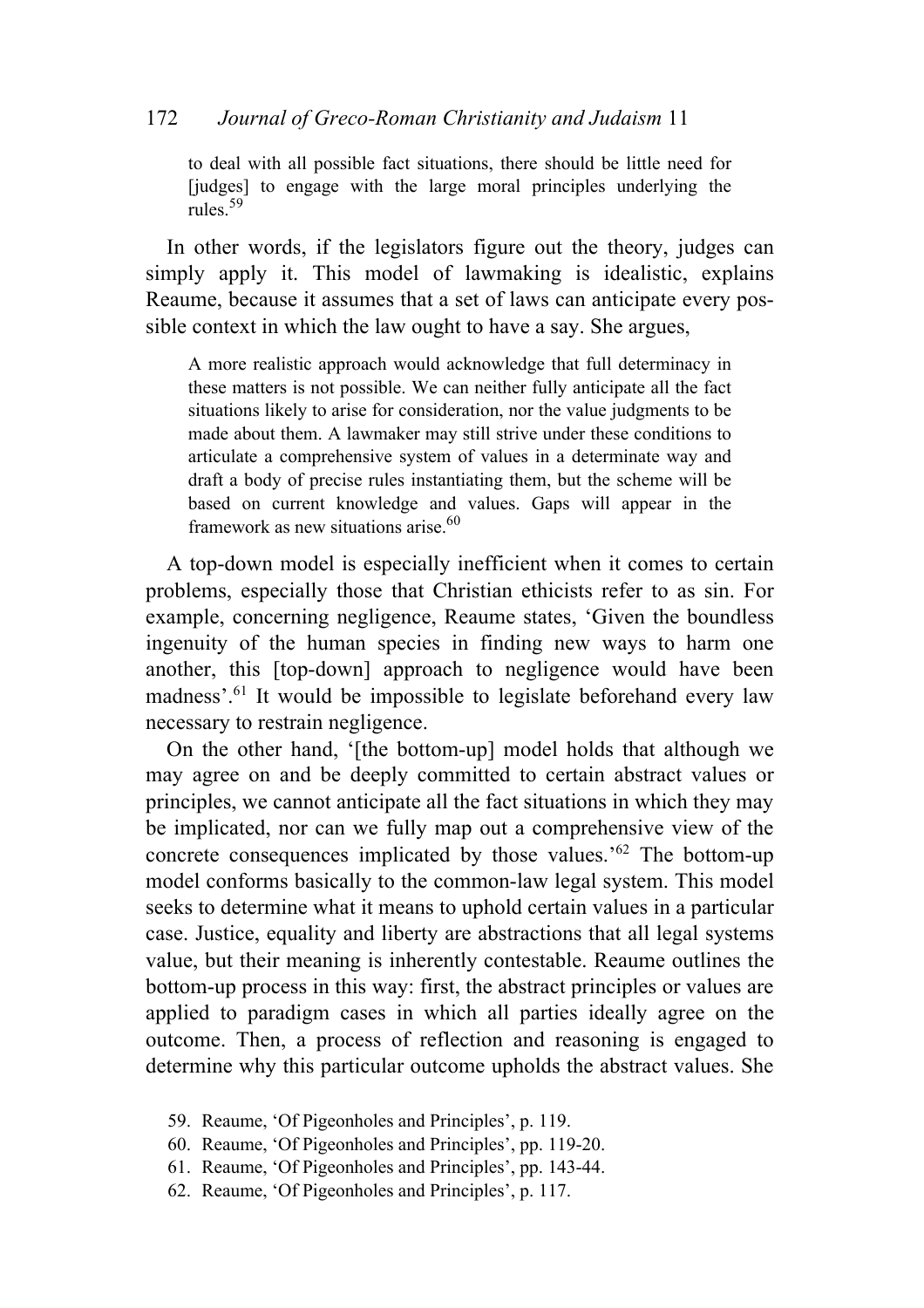> to deal with all possible fact situations, there should be little need for [judges] to engage with the large moral principles underlying the rules.[59]

In other words, if the legislators figure out the theory, judges can simply apply it. This model of lawmaking is idealistic, explains Reaume, because it assumes that a set of laws can anticipate every possible context in which the law ought to have a say. She argues,

> A more realistic approach would acknowledge that full determinacy in these matters is not possible. We can neither fully anticipate all the fact situations likely to arise for consideration, nor the value judgments to be made about them. A lawmaker may still strive under these conditions to articulate a comprehensive system of values in a determinate way and draft a body of precise rules instantiating them, but the scheme will be based on current knowledge and values. Gaps will appear in the framework as new situations arise.[60]

A top-down model is especially inefficient when it comes to certain problems, especially those that Christian ethicists refer to as sin. For example, concerning negligence, Reaume states, 'Given the boundless ingenuity of the human species in finding new ways to harm one another, this [top-down] approach to negligence would have been madness'.[61] It would be impossible to legislate beforehand every law necessary to restrain negligence.

On the other hand, '[the bottom-up] model holds that although we may agree on and be deeply committed to certain abstract values or principles, we cannot anticipate all the fact situations in which they may be implicated, nor can we fully map out a comprehensive view of the concrete consequences implicated by those values.'[62] The bottom-up model conforms basically to the common-law legal system. This model seeks to determine what it means to uphold certain values in a particular case. Justice, equality and liberty are abstractions that all legal systems value, but their meaning is inherently contestable. Reaume outlines the bottom-up process in this way: first, the abstract principles or values are applied to paradigm cases in which all parties ideally agree on the outcome. Then, a process of reflection and reasoning is engaged to determine why this particular outcome upholds the abstract values. She

59. Reaume, 'Of Pigeonholes and Principles', p. 119.
60. Reaume, 'Of Pigeonholes and Principles', pp. 119-20.
61. Reaume, 'Of Pigeonholes and Principles', pp. 143-44.
62. Reaume, 'Of Pigeonholes and Principles', p. 117.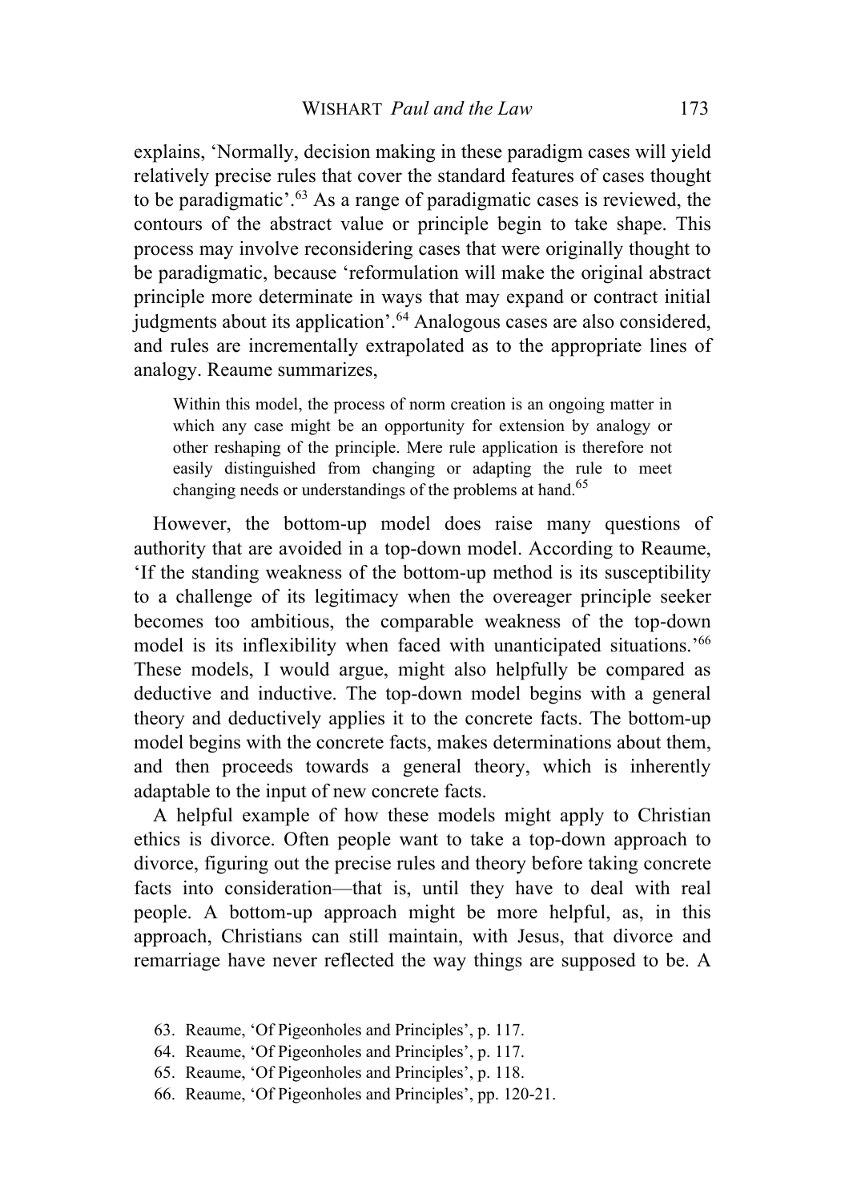explains, 'Normally, decision making in these paradigm cases will yield relatively precise rules that cover the standard features of cases thought to be paradigmatic'.[63] As a range of paradigmatic cases is reviewed, the contours of the abstract value or principle begin to take shape. This process may involve reconsidering cases that were originally thought to be paradigmatic, because 'reformulation will make the original abstract principle more determinate in ways that may expand or contract initial judgments about its application'.[64] Analogous cases are also considered, and rules are incrementally extrapolated as to the appropriate lines of analogy. Reaume summarizes,

> Within this model, the process of norm creation is an ongoing matter in which any case might be an opportunity for extension by analogy or other reshaping of the principle. Mere rule application is therefore not easily distinguished from changing or adapting the rule to meet changing needs or understandings of the problems at hand.[65]

However, the bottom-up model does raise many questions of authority that are avoided in a top-down model. According to Reaume, 'If the standing weakness of the bottom-up method is its susceptibility to a challenge of its legitimacy when the overeager principle seeker becomes too ambitious, the comparable weakness of the top-down model is its inflexibility when faced with unanticipated situations.'[66] These models, I would argue, might also helpfully be compared as deductive and inductive. The top-down model begins with a general theory and deductively applies it to the concrete facts. The bottom-up model begins with the concrete facts, makes determinations about them, and then proceeds towards a general theory, which is inherently adaptable to the input of new concrete facts.

A helpful example of how these models might apply to Christian ethics is divorce. Often people want to take a top-down approach to divorce, figuring out the precise rules and theory before taking concrete facts into consideration—that is, until they have to deal with real people. A bottom-up approach might be more helpful, as, in this approach, Christians can still maintain, with Jesus, that divorce and remarriage have never reflected the way things are supposed to be. A

63. Reaume, 'Of Pigeonholes and Principles', p. 117.

64. Reaume, 'Of Pigeonholes and Principles', p. 117.

65. Reaume, 'Of Pigeonholes and Principles', p. 118.

66. Reaume, 'Of Pigeonholes and Principles', pp. 120-21.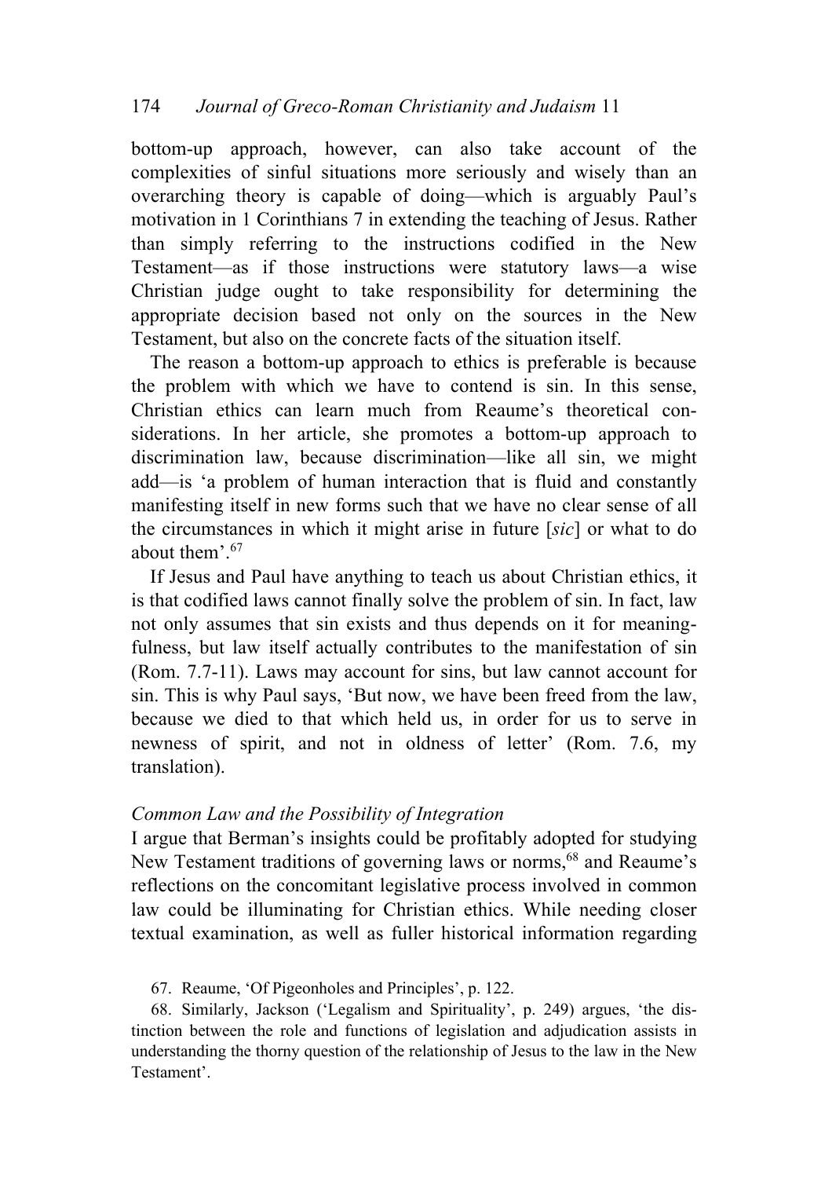bottom-up approach, however, can also take account of the complexities of sinful situations more seriously and wisely than an overarching theory is capable of doing—which is arguably Paul's motivation in 1 Corinthians 7 in extending the teaching of Jesus. Rather than simply referring to the instructions codified in the New Testament—as if those instructions were statutory laws—a wise Christian judge ought to take responsibility for determining the appropriate decision based not only on the sources in the New Testament, but also on the concrete facts of the situation itself.

The reason a bottom-up approach to ethics is preferable is because the problem with which we have to contend is sin. In this sense, Christian ethics can learn much from Reaume's theoretical considerations. In her article, she promotes a bottom-up approach to discrimination law, because discrimination—like all sin, we might add—is 'a problem of human interaction that is fluid and constantly manifesting itself in new forms such that we have no clear sense of all the circumstances in which it might arise in future [*sic*] or what to do about them'.[67]

If Jesus and Paul have anything to teach us about Christian ethics, it is that codified laws cannot finally solve the problem of sin. In fact, law not only assumes that sin exists and thus depends on it for meaningfulness, but law itself actually contributes to the manifestation of sin (Rom. 7.7-11). Laws may account for sins, but law cannot account for sin. This is why Paul says, 'But now, we have been freed from the law, because we died to that which held us, in order for us to serve in newness of spirit, and not in oldness of letter' (Rom. 7.6, my translation).

### *Common Law and the Possibility of Integration*

I argue that Berman's insights could be profitably adopted for studying New Testament traditions of governing laws or norms,[68] and Reaume's reflections on the concomitant legislative process involved in common law could be illuminating for Christian ethics. While needing closer textual examination, as well as fuller historical information regarding

67. Reaume, 'Of Pigeonholes and Principles', p. 122.

68. Similarly, Jackson ('Legalism and Spirituality', p. 249) argues, 'the distinction between the role and functions of legislation and adjudication assists in understanding the thorny question of the relationship of Jesus to the law in the New Testament'.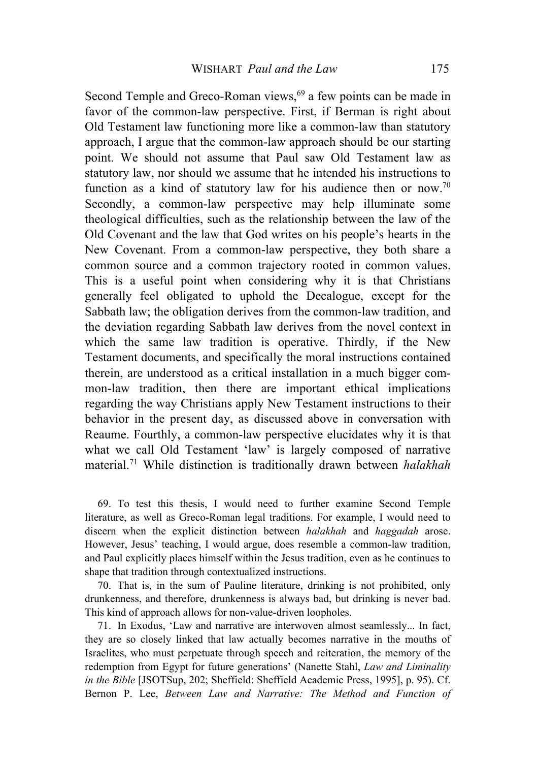Second Temple and Greco-Roman views,[69] a few points can be made in favor of the common-law perspective. First, if Berman is right about Old Testament law functioning more like a common-law than statutory approach, I argue that the common-law approach should be our starting point. We should not assume that Paul saw Old Testament law as statutory law, nor should we assume that he intended his instructions to function as a kind of statutory law for his audience then or now.[70] Secondly, a common-law perspective may help illuminate some theological difficulties, such as the relationship between the law of the Old Covenant and the law that God writes on his people's hearts in the New Covenant. From a common-law perspective, they both share a common source and a common trajectory rooted in common values. This is a useful point when considering why it is that Christians generally feel obligated to uphold the Decalogue, except for the Sabbath law; the obligation derives from the common-law tradition, and the deviation regarding Sabbath law derives from the novel context in which the same law tradition is operative. Thirdly, if the New Testament documents, and specifically the moral instructions contained therein, are understood as a critical installation in a much bigger common-law tradition, then there are important ethical implications regarding the way Christians apply New Testament instructions to their behavior in the present day, as discussed above in conversation with Reaume. Fourthly, a common-law perspective elucidates why it is that what we call Old Testament 'law' is largely composed of narrative material.[71] While distinction is traditionally drawn between *halakhah*

69. To test this thesis, I would need to further examine Second Temple literature, as well as Greco-Roman legal traditions. For example, I would need to discern when the explicit distinction between *halakhah* and *haggadah* arose. However, Jesus' teaching, I would argue, does resemble a common-law tradition, and Paul explicitly places himself within the Jesus tradition, even as he continues to shape that tradition through contextualized instructions.

70. That is, in the sum of Pauline literature, drinking is not prohibited, only drunkenness, and therefore, drunkenness is always bad, but drinking is never bad. This kind of approach allows for non-value-driven loopholes.

71. In Exodus, 'Law and narrative are interwoven almost seamlessly... In fact, they are so closely linked that law actually becomes narrative in the mouths of Israelites, who must perpetuate through speech and reiteration, the memory of the redemption from Egypt for future generations' (Nanette Stahl, *Law and Liminality in the Bible* [JSOTSup, 202; Sheffield: Sheffield Academic Press, 1995], p. 95). Cf. Bernon P. Lee, *Between Law and Narrative: The Method and Function of*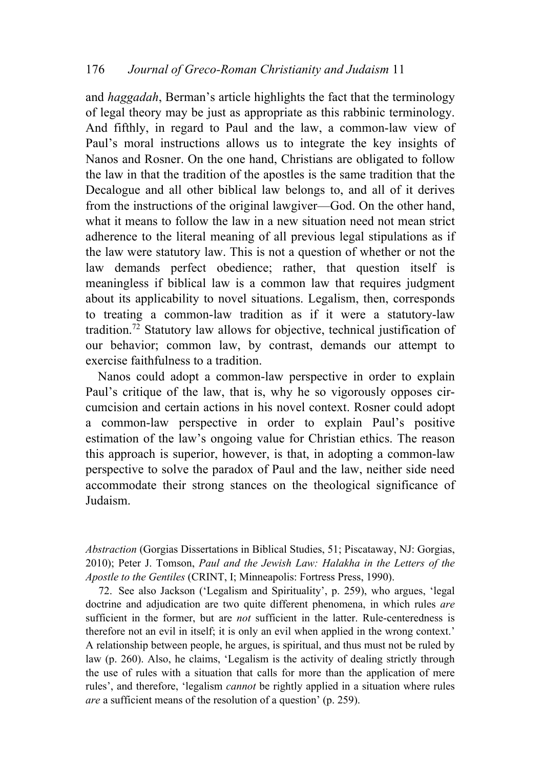and *haggadah*, Berman's article highlights the fact that the terminology of legal theory may be just as appropriate as this rabbinic terminology. And fifthly, in regard to Paul and the law, a common-law view of Paul's moral instructions allows us to integrate the key insights of Nanos and Rosner. On the one hand, Christians are obligated to follow the law in that the tradition of the apostles is the same tradition that the Decalogue and all other biblical law belongs to, and all of it derives from the instructions of the original lawgiver—God. On the other hand, what it means to follow the law in a new situation need not mean strict adherence to the literal meaning of all previous legal stipulations as if the law were statutory law. This is not a question of whether or not the law demands perfect obedience; rather, that question itself is meaningless if biblical law is a common law that requires judgment about its applicability to novel situations. Legalism, then, corresponds to treating a common-law tradition as if it were a statutory-law tradition.[72] Statutory law allows for objective, technical justification of our behavior; common law, by contrast, demands our attempt to exercise faithfulness to a tradition.

Nanos could adopt a common-law perspective in order to explain Paul's critique of the law, that is, why he so vigorously opposes circumcision and certain actions in his novel context. Rosner could adopt a common-law perspective in order to explain Paul's positive estimation of the law's ongoing value for Christian ethics. The reason this approach is superior, however, is that, in adopting a common-law perspective to solve the paradox of Paul and the law, neither side need accommodate their strong stances on the theological significance of Judaism.

---

*Abstraction* (Gorgias Dissertations in Biblical Studies, 51; Piscataway, NJ: Gorgias, 2010); Peter J. Tomson, *Paul and the Jewish Law: Halakha in the Letters of the Apostle to the Gentiles* (CRINT, I; Minneapolis: Fortress Press, 1990).

72. See also Jackson ('Legalism and Spirituality', p. 259), who argues, 'legal doctrine and adjudication are two quite different phenomena, in which rules *are* sufficient in the former, but are *not* sufficient in the latter. Rule-centeredness is therefore not an evil in itself; it is only an evil when applied in the wrong context.' A relationship between people, he argues, is spiritual, and thus must not be ruled by law (p. 260). Also, he claims, 'Legalism is the activity of dealing strictly through the use of rules with a situation that calls for more than the application of mere rules', and therefore, 'legalism *cannot* be rightly applied in a situation where rules *are* a sufficient means of the resolution of a question' (p. 259).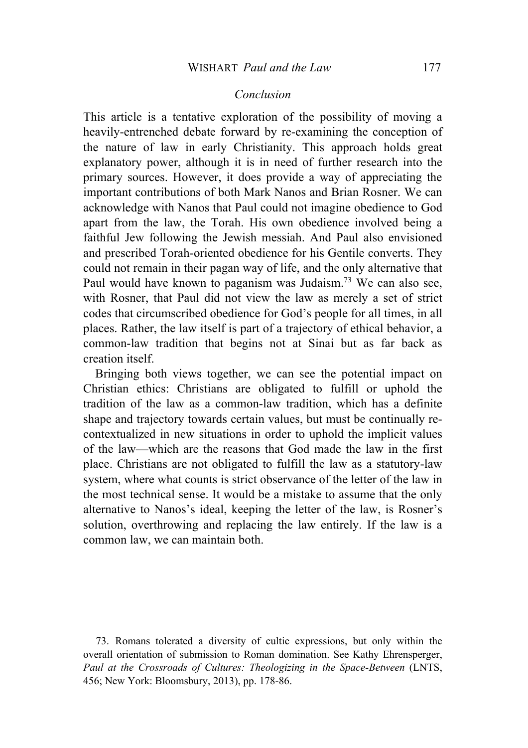## *Conclusion*

This article is a tentative exploration of the possibility of moving a heavily-entrenched debate forward by re-examining the conception of the nature of law in early Christianity. This approach holds great explanatory power, although it is in need of further research into the primary sources. However, it does provide a way of appreciating the important contributions of both Mark Nanos and Brian Rosner. We can acknowledge with Nanos that Paul could not imagine obedience to God apart from the law, the Torah. His own obedience involved being a faithful Jew following the Jewish messiah. And Paul also envisioned and prescribed Torah-oriented obedience for his Gentile converts. They could not remain in their pagan way of life, and the only alternative that Paul would have known to paganism was Judaism.[73] We can also see, with Rosner, that Paul did not view the law as merely a set of strict codes that circumscribed obedience for God's people for all times, in all places. Rather, the law itself is part of a trajectory of ethical behavior, a common-law tradition that begins not at Sinai but as far back as creation itself.

Bringing both views together, we can see the potential impact on Christian ethics: Christians are obligated to fulfill or uphold the tradition of the law as a common-law tradition, which has a definite shape and trajectory towards certain values, but must be continually re-contextualized in new situations in order to uphold the implicit values of the law—which are the reasons that God made the law in the first place. Christians are not obligated to fulfill the law as a statutory-law system, where what counts is strict observance of the letter of the law in the most technical sense. It would be a mistake to assume that the only alternative to Nanos's ideal, keeping the letter of the law, is Rosner's solution, overthrowing and replacing the law entirely. If the law is a common law, we can maintain both.

73. Romans tolerated a diversity of cultic expressions, but only within the overall orientation of submission to Roman domination. See Kathy Ehrensperger, *Paul at the Crossroads of Cultures: Theologizing in the Space-Between* (LNTS, 456; New York: Bloomsbury, 2013), pp. 178-86.